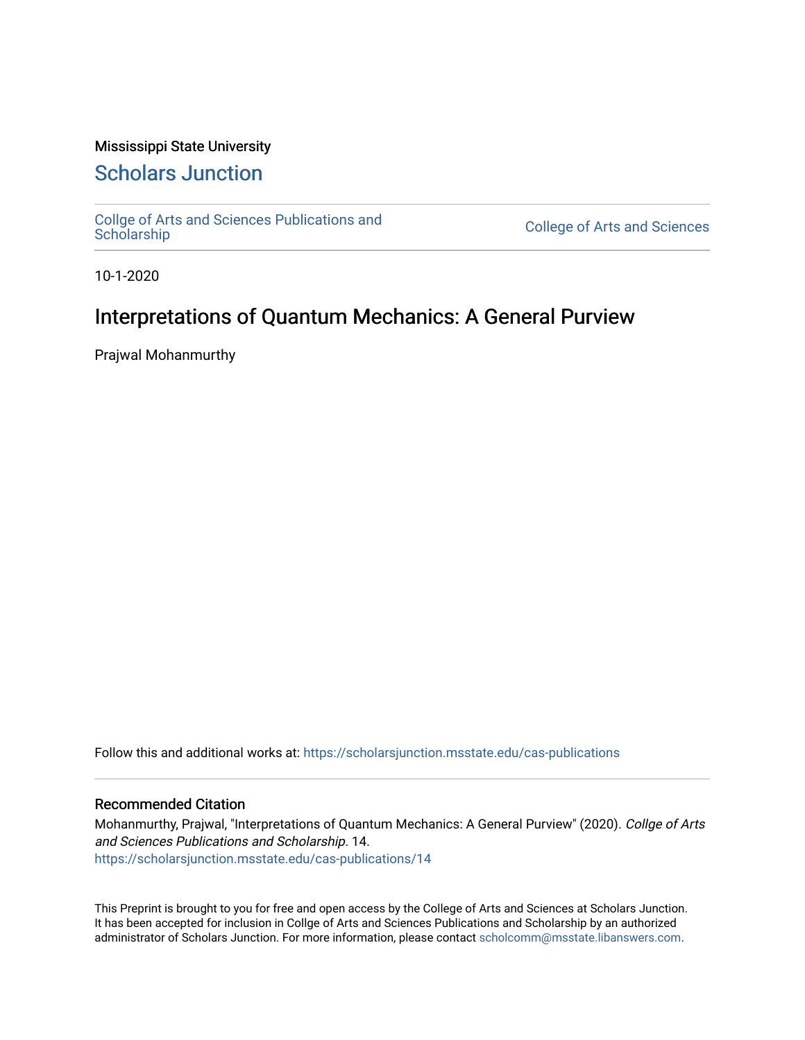Mississippi State University

# Scholars Junction

Collge of Arts and Sciences Publications and Scholarship

College of Arts and Sciences

10-1-2020

## Interpretations of Quantum Mechanics: A General Purview

Prajwal Mohanmurthy

Follow this and additional works at: https://scholarsjunction.msstate.edu/cas-publications

### Recommended Citation

Mohanmurthy, Prajwal, "Interpretations of Quantum Mechanics: A General Purview" (2020). *Collge of Arts and Sciences Publications and Scholarship*. 14.
https://scholarsjunction.msstate.edu/cas-publications/14

This Preprint is brought to you for free and open access by the College of Arts and Sciences at Scholars Junction. It has been accepted for inclusion in Collge of Arts and Sciences Publications and Scholarship by an authorized administrator of Scholars Junction. For more information, please contact scholcomm@msstate.libanswers.com.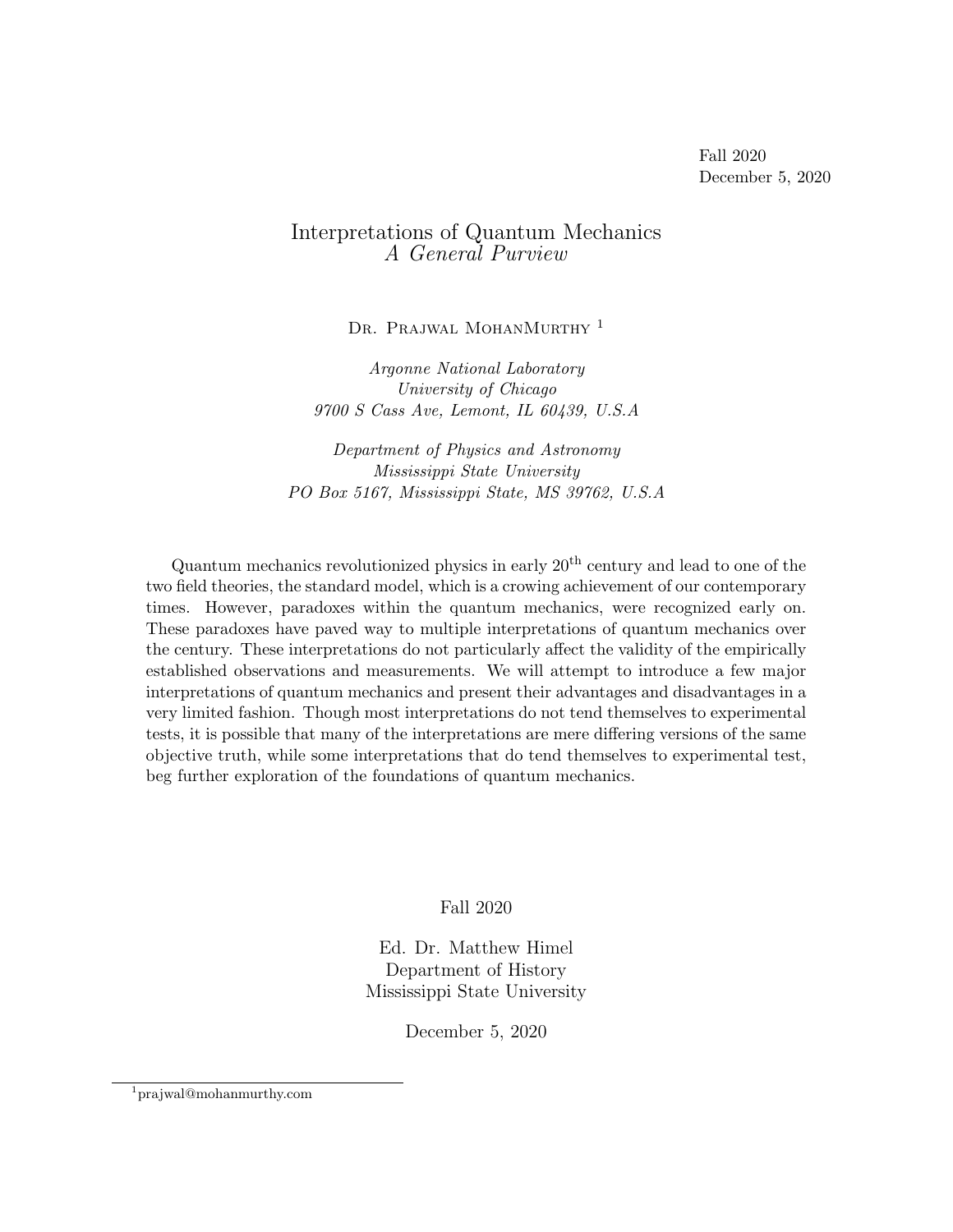Fall 2020
December 5, 2020

# Interpretations of Quantum Mechanics
*A General Purview*

Dr. Prajwal MohanMurthy [1]

*Argonne National Laboratory*
*University of Chicago*
*9700 S Cass Ave, Lemont, IL 60439, U.S.A*

*Department of Physics and Astronomy*
*Mississippi State University*
*PO Box 5167, Mississippi State, MS 39762, U.S.A*

Quantum mechanics revolutionized physics in early $20^{\text{th}}$ century and lead to one of the two field theories, the standard model, which is a crowing achievement of our contemporary times. However, paradoxes within the quantum mechanics, were recognized early on. These paradoxes have paved way to multiple interpretations of quantum mechanics over the century. These interpretations do not particularly affect the validity of the empirically established observations and measurements. We will attempt to introduce a few major interpretations of quantum mechanics and present their advantages and disadvantages in a very limited fashion. Though most interpretations do not tend themselves to experimental tests, it is possible that many of the interpretations are mere differing versions of the same objective truth, while some interpretations that do tend themselves to experimental test, beg further exploration of the foundations of quantum mechanics.

Fall 2020

Ed. Dr. Matthew Himel
Department of History
Mississippi State University

December 5, 2020

[1] prajwal@mohanmurthy.com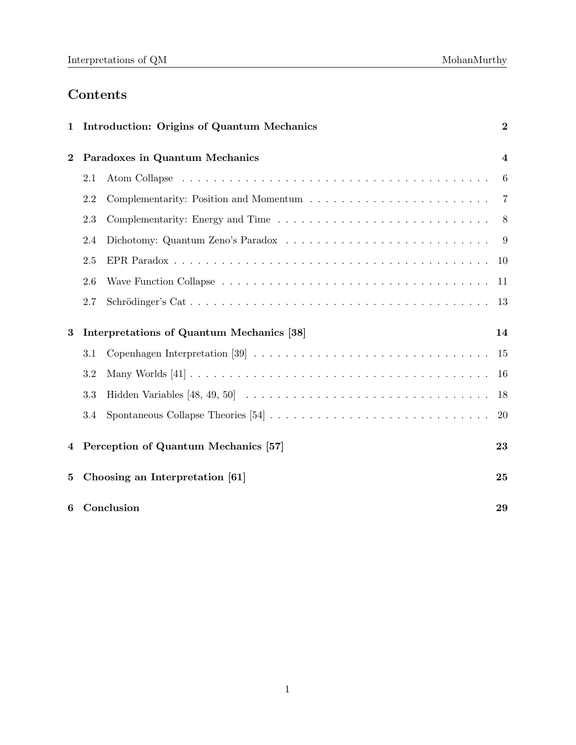# Contents

**1 Introduction: Origins of Quantum Mechanics** **2**

**2 Paradoxes in Quantum Mechanics** **4**

2.1 Atom Collapse . . . . . . . . . . . . . . . . . . . . . . . . . . . . . . . . . . . . . . . . 6

2.2 Complementarity: Position and Momentum . . . . . . . . . . . . . . . . . . . . . . . 7

2.3 Complementarity: Energy and Time . . . . . . . . . . . . . . . . . . . . . . . . . . . 8

2.4 Dichotomy: Quantum Zeno's Paradox . . . . . . . . . . . . . . . . . . . . . . . . . . 9

2.5 EPR Paradox . . . . . . . . . . . . . . . . . . . . . . . . . . . . . . . . . . . . . . . . 10

2.6 Wave Function Collapse . . . . . . . . . . . . . . . . . . . . . . . . . . . . . . . . . . 11

2.7 Schrödinger's Cat . . . . . . . . . . . . . . . . . . . . . . . . . . . . . . . . . . . . . . 13

**3 Interpretations of Quantum Mechanics [38]** **14**

3.1 Copenhagen Interpretation [39] . . . . . . . . . . . . . . . . . . . . . . . . . . . . . . 15

3.2 Many Worlds [41] . . . . . . . . . . . . . . . . . . . . . . . . . . . . . . . . . . . . . . 16

3.3 Hidden Variables [48, 49, 50] . . . . . . . . . . . . . . . . . . . . . . . . . . . . . . . 18

3.4 Spontaneous Collapse Theories [54] . . . . . . . . . . . . . . . . . . . . . . . . . . . . 20

**4 Perception of Quantum Mechanics [57]** **23**

**5 Choosing an Interpretation [61]** **25**

**6 Conclusion** **29**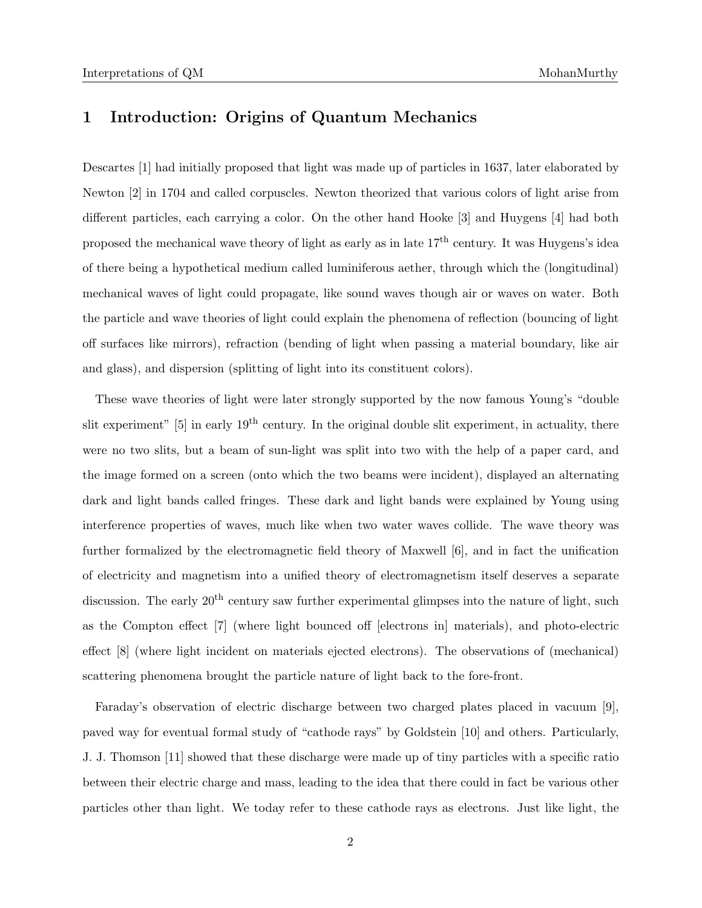# 1 Introduction: Origins of Quantum Mechanics

Descartes [1] had initially proposed that light was made up of particles in 1637, later elaborated by Newton [2] in 1704 and called corpuscles. Newton theorized that various colors of light arise from different particles, each carrying a color. On the other hand Hooke [3] and Huygens [4] had both proposed the mechanical wave theory of light as early as in late 17$^{\text{th}}$ century. It was Huygens's idea of there being a hypothetical medium called luminiferous aether, through which the (longitudinal) mechanical waves of light could propagate, like sound waves though air or waves on water. Both the particle and wave theories of light could explain the phenomena of reflection (bouncing of light off surfaces like mirrors), refraction (bending of light when passing a material boundary, like air and glass), and dispersion (splitting of light into its constituent colors).

These wave theories of light were later strongly supported by the now famous Young's "double slit experiment" [5] in early 19$^{\text{th}}$ century. In the original double slit experiment, in actuality, there were no two slits, but a beam of sun-light was split into two with the help of a paper card, and the image formed on a screen (onto which the two beams were incident), displayed an alternating dark and light bands called fringes. These dark and light bands were explained by Young using interference properties of waves, much like when two water waves collide. The wave theory was further formalized by the electromagnetic field theory of Maxwell [6], and in fact the unification of electricity and magnetism into a unified theory of electromagnetism itself deserves a separate discussion. The early 20$^{\text{th}}$ century saw further experimental glimpses into the nature of light, such as the Compton effect [7] (where light bounced off [electrons in] materials), and photo-electric effect [8] (where light incident on materials ejected electrons). The observations of (mechanical) scattering phenomena brought the particle nature of light back to the fore-front.

Faraday's observation of electric discharge between two charged plates placed in vacuum [9], paved way for eventual formal study of "cathode rays" by Goldstein [10] and others. Particularly, J. J. Thomson [11] showed that these discharge were made up of tiny particles with a specific ratio between their electric charge and mass, leading to the idea that there could in fact be various other particles other than light. We today refer to these cathode rays as electrons. Just like light, the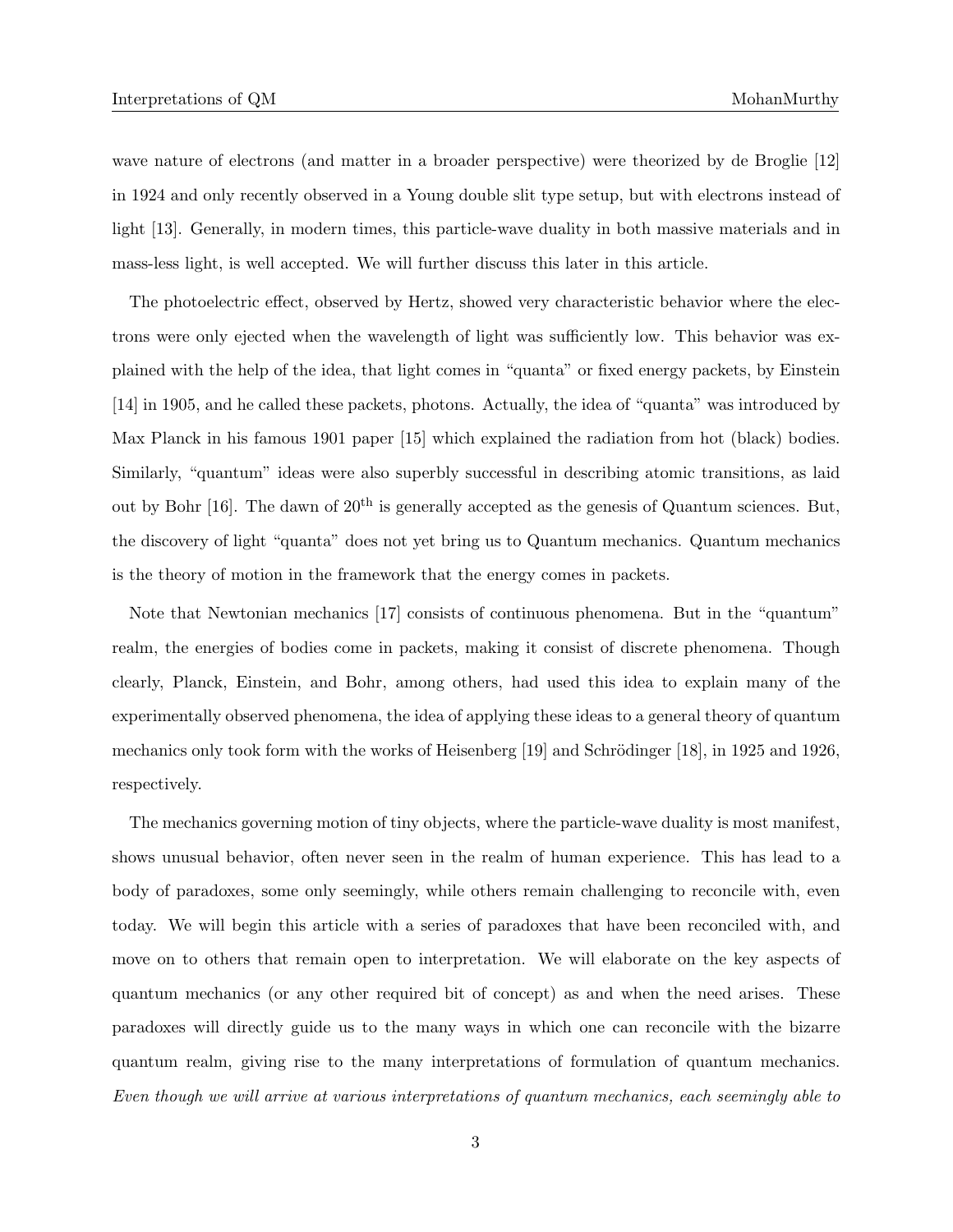wave nature of electrons (and matter in a broader perspective) were theorized by de Broglie [12] in 1924 and only recently observed in a Young double slit type setup, but with electrons instead of light [13]. Generally, in modern times, this particle-wave duality in both massive materials and in mass-less light, is well accepted. We will further discuss this later in this article.

The photoelectric effect, observed by Hertz, showed very characteristic behavior where the electrons were only ejected when the wavelength of light was sufficiently low. This behavior was explained with the help of the idea, that light comes in "quanta" or fixed energy packets, by Einstein [14] in 1905, and he called these packets, photons. Actually, the idea of "quanta" was introduced by Max Planck in his famous 1901 paper [15] which explained the radiation from hot (black) bodies. Similarly, "quantum" ideas were also superbly successful in describing atomic transitions, as laid out by Bohr [16]. The dawn of $20^{\text{th}}$ is generally accepted as the genesis of Quantum sciences. But, the discovery of light "quanta" does not yet bring us to Quantum mechanics. Quantum mechanics is the theory of motion in the framework that the energy comes in packets.

Note that Newtonian mechanics [17] consists of continuous phenomena. But in the "quantum" realm, the energies of bodies come in packets, making it consist of discrete phenomena. Though clearly, Planck, Einstein, and Bohr, among others, had used this idea to explain many of the experimentally observed phenomena, the idea of applying these ideas to a general theory of quantum mechanics only took form with the works of Heisenberg [19] and Schrödinger [18], in 1925 and 1926, respectively.

The mechanics governing motion of tiny objects, where the particle-wave duality is most manifest, shows unusual behavior, often never seen in the realm of human experience. This has lead to a body of paradoxes, some only seemingly, while others remain challenging to reconcile with, even today. We will begin this article with a series of paradoxes that have been reconciled with, and move on to others that remain open to interpretation. We will elaborate on the key aspects of quantum mechanics (or any other required bit of concept) as and when the need arises. These paradoxes will directly guide us to the many ways in which one can reconcile with the bizarre quantum realm, giving rise to the many interpretations of formulation of quantum mechanics. *Even though we will arrive at various interpretations of quantum mechanics, each seemingly able to*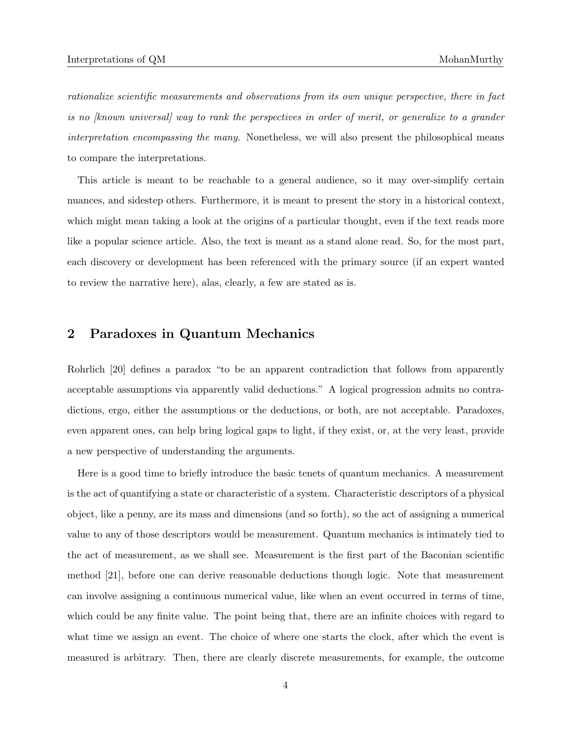*rationalize scientific measurements and observations from its own unique perspective, there in fact is no [known universal] way to rank the perspectives in order of merit, or generalize to a grander interpretation encompassing the many.* Nonetheless, we will also present the philosophical means to compare the interpretations.

This article is meant to be reachable to a general audience, so it may over-simplify certain nuances, and sidestep others. Furthermore, it is meant to present the story in a historical context, which might mean taking a look at the origins of a particular thought, even if the text reads more like a popular science article. Also, the text is meant as a stand alone read. So, for the most part, each discovery or development has been referenced with the primary source (if an expert wanted to review the narrative here), alas, clearly, a few are stated as is.

## 2 Paradoxes in Quantum Mechanics

Rohrlich [20] defines a paradox "to be an apparent contradiction that follows from apparently acceptable assumptions via apparently valid deductions." A logical progression admits no contradictions, ergo, either the assumptions or the deductions, or both, are not acceptable. Paradoxes, even apparent ones, can help bring logical gaps to light, if they exist, or, at the very least, provide a new perspective of understanding the arguments.

Here is a good time to briefly introduce the basic tenets of quantum mechanics. A measurement is the act of quantifying a state or characteristic of a system. Characteristic descriptors of a physical object, like a penny, are its mass and dimensions (and so forth), so the act of assigning a numerical value to any of those descriptors would be measurement. Quantum mechanics is intimately tied to the act of measurement, as we shall see. Measurement is the first part of the Baconian scientific method [21], before one can derive reasonable deductions though logic. Note that measurement can involve assigning a continuous numerical value, like when an event occurred in terms of time, which could be any finite value. The point being that, there are an infinite choices with regard to what time we assign an event. The choice of where one starts the clock, after which the event is measured is arbitrary. Then, there are clearly discrete measurements, for example, the outcome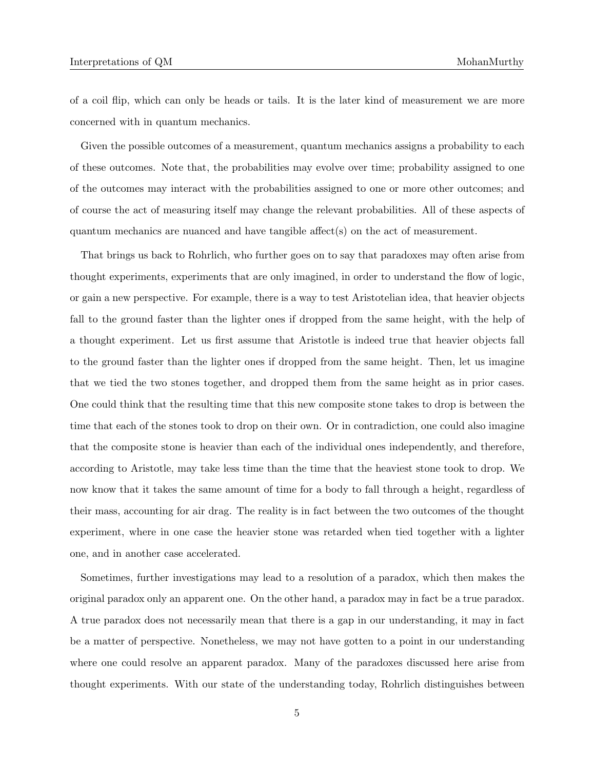of a coil flip, which can only be heads or tails. It is the later kind of measurement we are more concerned with in quantum mechanics.

Given the possible outcomes of a measurement, quantum mechanics assigns a probability to each of these outcomes. Note that, the probabilities may evolve over time; probability assigned to one of the outcomes may interact with the probabilities assigned to one or more other outcomes; and of course the act of measuring itself may change the relevant probabilities. All of these aspects of quantum mechanics are nuanced and have tangible affect(s) on the act of measurement.

That brings us back to Rohrlich, who further goes on to say that paradoxes may often arise from thought experiments, experiments that are only imagined, in order to understand the flow of logic, or gain a new perspective. For example, there is a way to test Aristotelian idea, that heavier objects fall to the ground faster than the lighter ones if dropped from the same height, with the help of a thought experiment. Let us first assume that Aristotle is indeed true that heavier objects fall to the ground faster than the lighter ones if dropped from the same height. Then, let us imagine that we tied the two stones together, and dropped them from the same height as in prior cases. One could think that the resulting time that this new composite stone takes to drop is between the time that each of the stones took to drop on their own. Or in contradiction, one could also imagine that the composite stone is heavier than each of the individual ones independently, and therefore, according to Aristotle, may take less time than the time that the heaviest stone took to drop. We now know that it takes the same amount of time for a body to fall through a height, regardless of their mass, accounting for air drag. The reality is in fact between the two outcomes of the thought experiment, where in one case the heavier stone was retarded when tied together with a lighter one, and in another case accelerated.

Sometimes, further investigations may lead to a resolution of a paradox, which then makes the original paradox only an apparent one. On the other hand, a paradox may in fact be a true paradox. A true paradox does not necessarily mean that there is a gap in our understanding, it may in fact be a matter of perspective. Nonetheless, we may not have gotten to a point in our understanding where one could resolve an apparent paradox. Many of the paradoxes discussed here arise from thought experiments. With our state of the understanding today, Rohrlich distinguishes between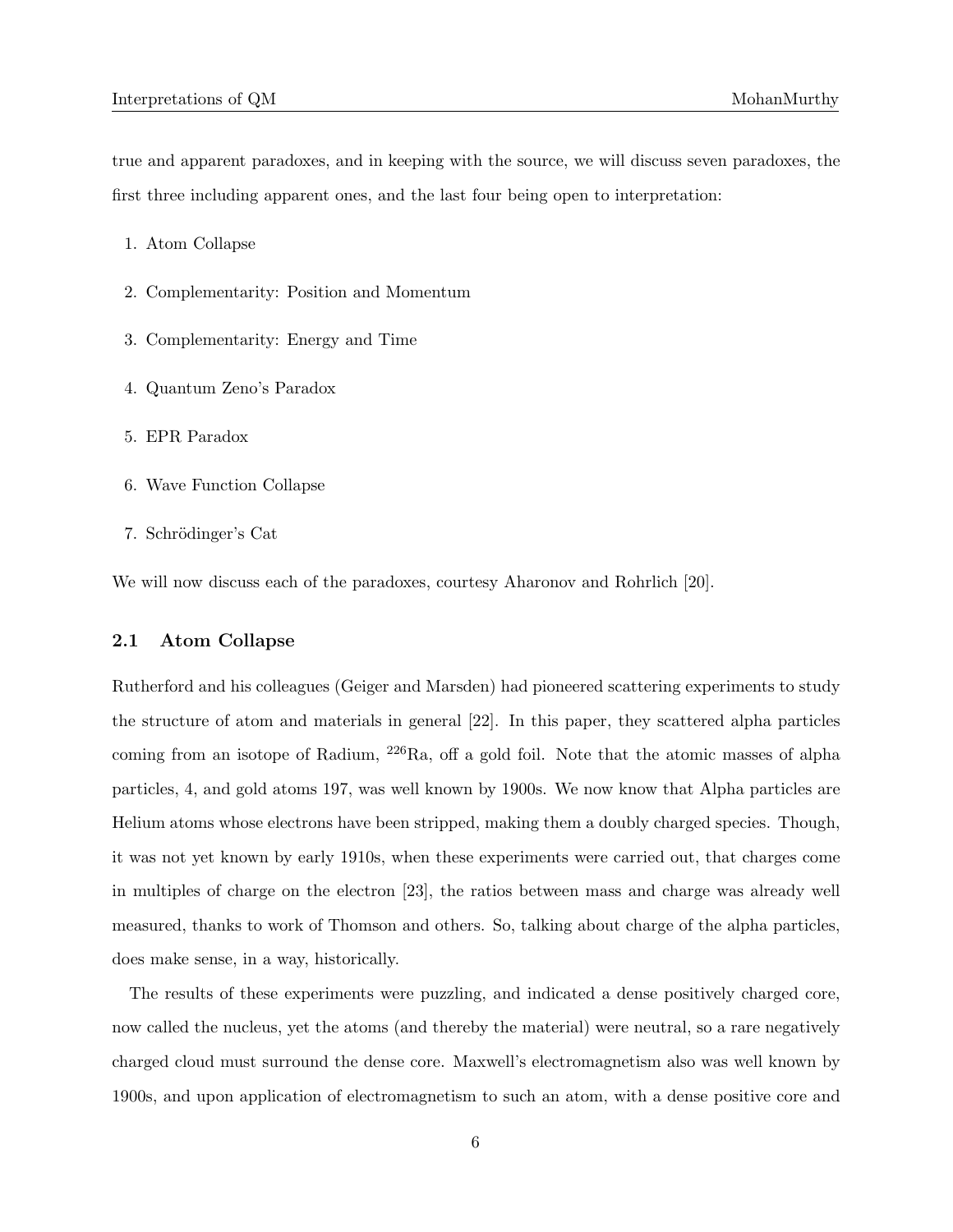true and apparent paradoxes, and in keeping with the source, we will discuss seven paradoxes, the first three including apparent ones, and the last four being open to interpretation:

1. Atom Collapse
2. Complementarity: Position and Momentum
3. Complementarity: Energy and Time
4. Quantum Zeno's Paradox
5. EPR Paradox
6. Wave Function Collapse
7. Schrödinger's Cat

We will now discuss each of the paradoxes, courtesy Aharonov and Rohrlich [20].

### 2.1 Atom Collapse

Rutherford and his colleagues (Geiger and Marsden) had pioneered scattering experiments to study the structure of atom and materials in general [22]. In this paper, they scattered alpha particles coming from an isotope of Radium, $^{226}$Ra, off a gold foil. Note that the atomic masses of alpha particles, 4, and gold atoms 197, was well known by 1900s. We now know that Alpha particles are Helium atoms whose electrons have been stripped, making them a doubly charged species. Though, it was not yet known by early 1910s, when these experiments were carried out, that charges come in multiples of charge on the electron [23], the ratios between mass and charge was already well measured, thanks to work of Thomson and others. So, talking about charge of the alpha particles, does make sense, in a way, historically.

The results of these experiments were puzzling, and indicated a dense positively charged core, now called the nucleus, yet the atoms (and thereby the material) were neutral, so a rare negatively charged cloud must surround the dense core. Maxwell's electromagnetism also was well known by 1900s, and upon application of electromagnetism to such an atom, with a dense positive core and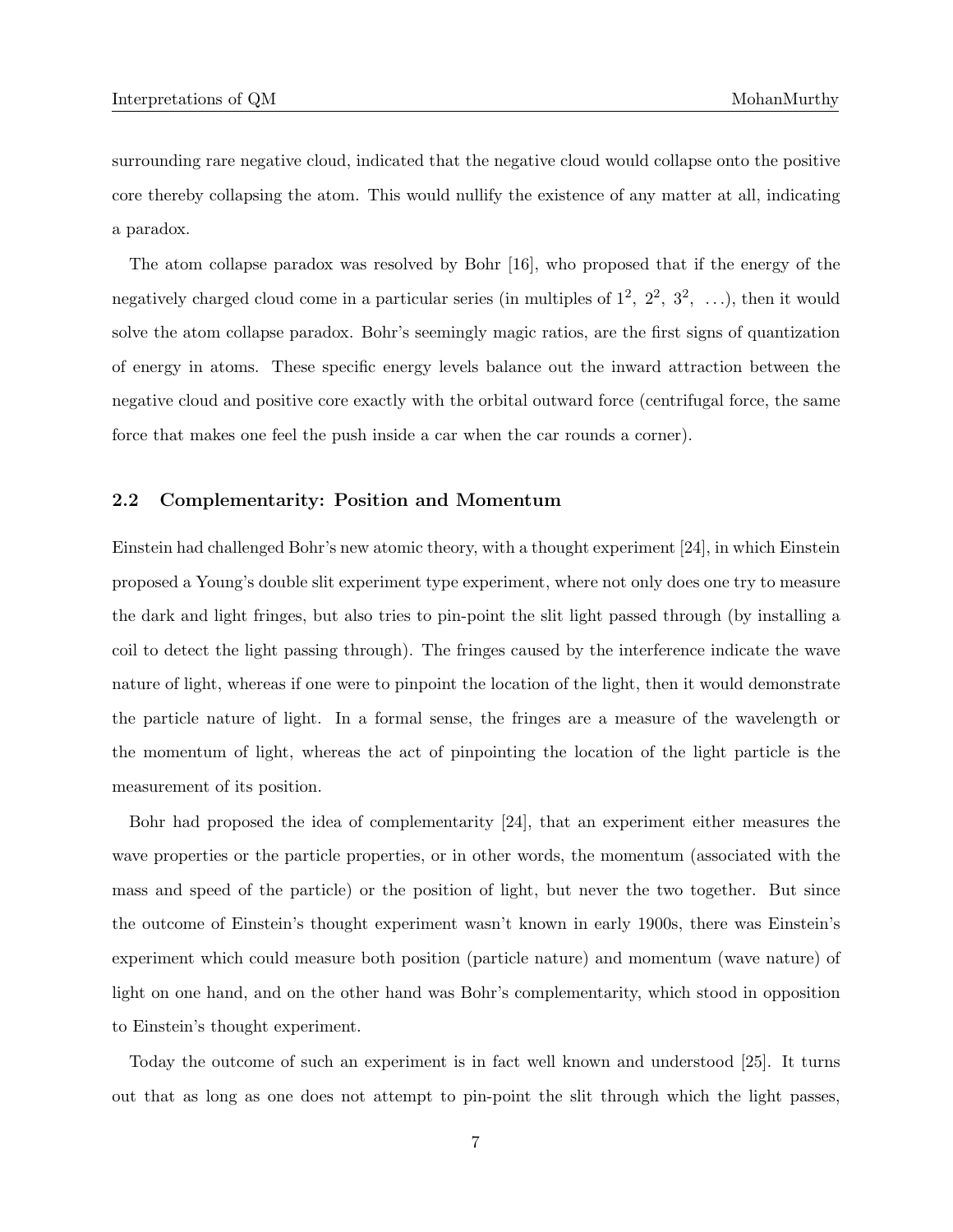surrounding rare negative cloud, indicated that the negative cloud would collapse onto the positive core thereby collapsing the atom. This would nullify the existence of any matter at all, indicating a paradox.

The atom collapse paradox was resolved by Bohr [16], who proposed that if the energy of the negatively charged cloud come in a particular series (in multiples of $1^2,\ 2^2,\ 3^2,\ \ldots$), then it would solve the atom collapse paradox. Bohr's seemingly magic ratios, are the first signs of quantization of energy in atoms. These specific energy levels balance out the inward attraction between the negative cloud and positive core exactly with the orbital outward force (centrifugal force, the same force that makes one feel the push inside a car when the car rounds a corner).

### 2.2 Complementarity: Position and Momentum

Einstein had challenged Bohr's new atomic theory, with a thought experiment [24], in which Einstein proposed a Young's double slit experiment type experiment, where not only does one try to measure the dark and light fringes, but also tries to pin-point the slit light passed through (by installing a coil to detect the light passing through). The fringes caused by the interference indicate the wave nature of light, whereas if one were to pinpoint the location of the light, then it would demonstrate the particle nature of light. In a formal sense, the fringes are a measure of the wavelength or the momentum of light, whereas the act of pinpointing the location of the light particle is the measurement of its position.

Bohr had proposed the idea of complementarity [24], that an experiment either measures the wave properties or the particle properties, or in other words, the momentum (associated with the mass and speed of the particle) or the position of light, but never the two together. But since the outcome of Einstein's thought experiment wasn't known in early 1900s, there was Einstein's experiment which could measure both position (particle nature) and momentum (wave nature) of light on one hand, and on the other hand was Bohr's complementarity, which stood in opposition to Einstein's thought experiment.

Today the outcome of such an experiment is in fact well known and understood [25]. It turns out that as long as one does not attempt to pin-point the slit through which the light passes,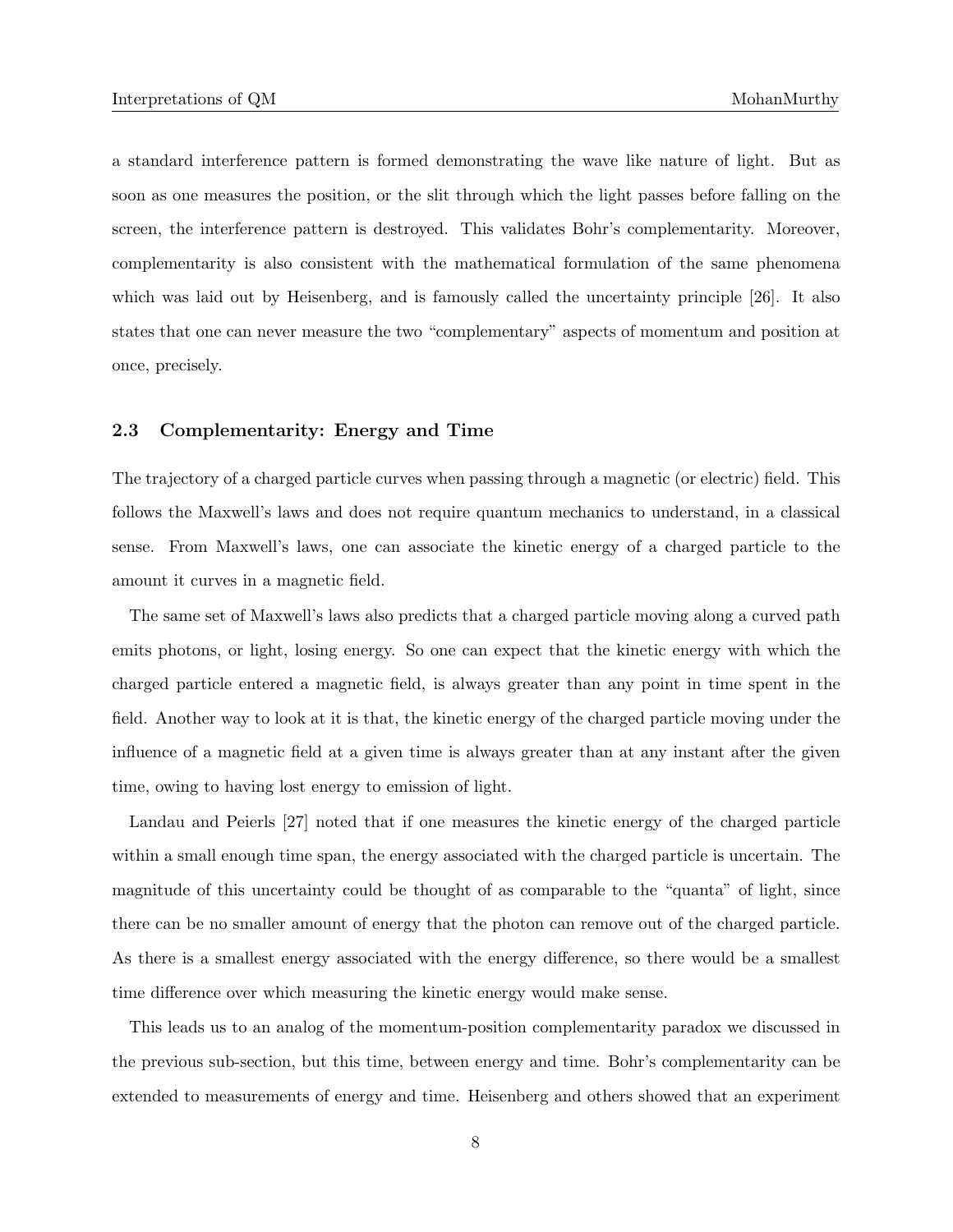a standard interference pattern is formed demonstrating the wave like nature of light. But as soon as one measures the position, or the slit through which the light passes before falling on the screen, the interference pattern is destroyed. This validates Bohr's complementarity. Moreover, complementarity is also consistent with the mathematical formulation of the same phenomena which was laid out by Heisenberg, and is famously called the uncertainty principle [26]. It also states that one can never measure the two "complementary" aspects of momentum and position at once, precisely.

### 2.3 Complementarity: Energy and Time

The trajectory of a charged particle curves when passing through a magnetic (or electric) field. This follows the Maxwell's laws and does not require quantum mechanics to understand, in a classical sense. From Maxwell's laws, one can associate the kinetic energy of a charged particle to the amount it curves in a magnetic field.

The same set of Maxwell's laws also predicts that a charged particle moving along a curved path emits photons, or light, losing energy. So one can expect that the kinetic energy with which the charged particle entered a magnetic field, is always greater than any point in time spent in the field. Another way to look at it is that, the kinetic energy of the charged particle moving under the influence of a magnetic field at a given time is always greater than at any instant after the given time, owing to having lost energy to emission of light.

Landau and Peierls [27] noted that if one measures the kinetic energy of the charged particle within a small enough time span, the energy associated with the charged particle is uncertain. The magnitude of this uncertainty could be thought of as comparable to the "quanta" of light, since there can be no smaller amount of energy that the photon can remove out of the charged particle. As there is a smallest energy associated with the energy difference, so there would be a smallest time difference over which measuring the kinetic energy would make sense.

This leads us to an analog of the momentum-position complementarity paradox we discussed in the previous sub-section, but this time, between energy and time. Bohr's complementarity can be extended to measurements of energy and time. Heisenberg and others showed that an experiment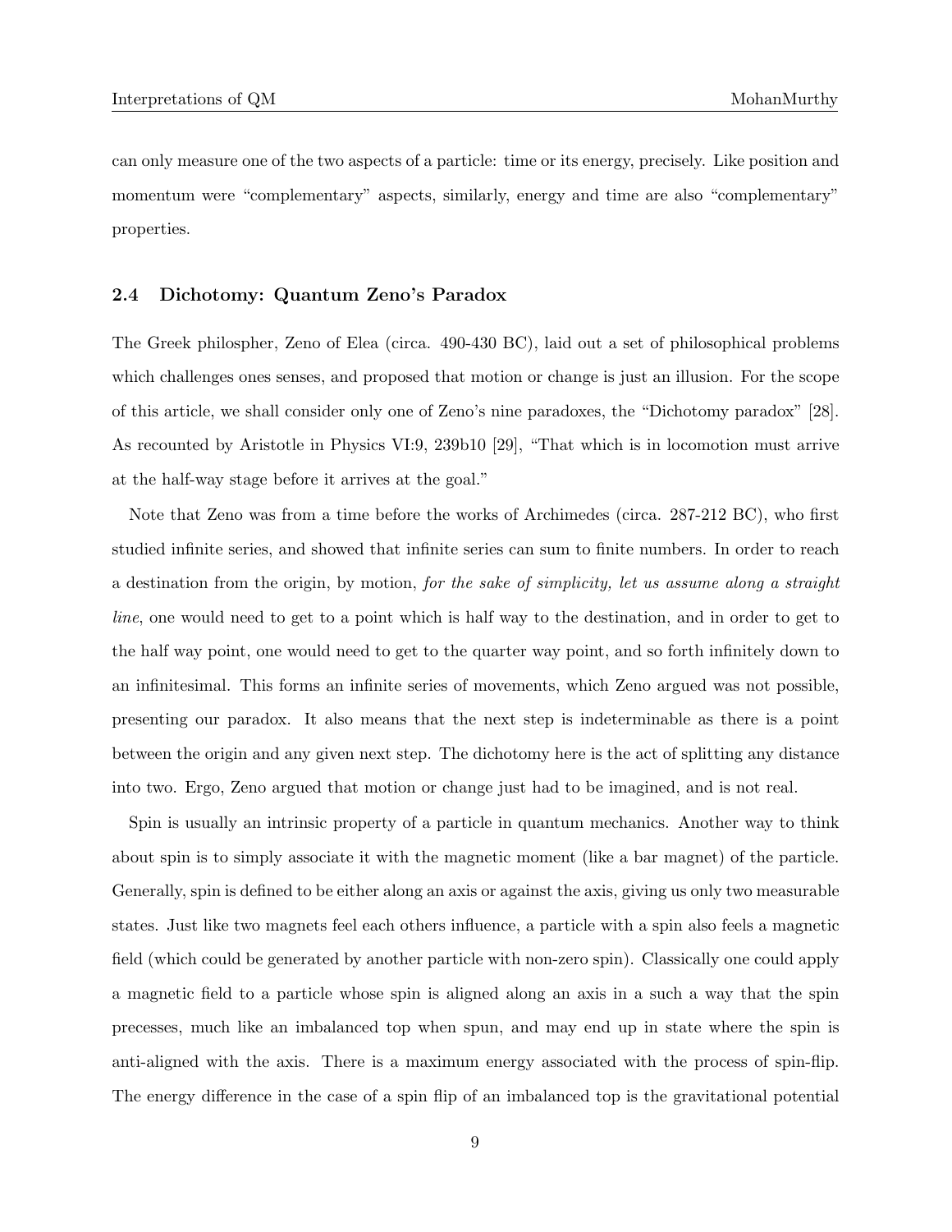can only measure one of the two aspects of a particle: time or its energy, precisely. Like position and momentum were "complementary" aspects, similarly, energy and time are also "complementary" properties.

### 2.4 Dichotomy: Quantum Zeno's Paradox

The Greek philospher, Zeno of Elea (circa. 490-430 BC), laid out a set of philosophical problems which challenges ones senses, and proposed that motion or change is just an illusion. For the scope of this article, we shall consider only one of Zeno's nine paradoxes, the "Dichotomy paradox" [28]. As recounted by Aristotle in Physics VI:9, 239b10 [29], "That which is in locomotion must arrive at the half-way stage before it arrives at the goal."

Note that Zeno was from a time before the works of Archimedes (circa. 287-212 BC), who first studied infinite series, and showed that infinite series can sum to finite numbers. In order to reach a destination from the origin, by motion, *for the sake of simplicity, let us assume along a straight line*, one would need to get to a point which is half way to the destination, and in order to get to the half way point, one would need to get to the quarter way point, and so forth infinitely down to an infinitesimal. This forms an infinite series of movements, which Zeno argued was not possible, presenting our paradox. It also means that the next step is indeterminable as there is a point between the origin and any given next step. The dichotomy here is the act of splitting any distance into two. Ergo, Zeno argued that motion or change just had to be imagined, and is not real.

Spin is usually an intrinsic property of a particle in quantum mechanics. Another way to think about spin is to simply associate it with the magnetic moment (like a bar magnet) of the particle. Generally, spin is defined to be either along an axis or against the axis, giving us only two measurable states. Just like two magnets feel each others influence, a particle with a spin also feels a magnetic field (which could be generated by another particle with non-zero spin). Classically one could apply a magnetic field to a particle whose spin is aligned along an axis in a such a way that the spin precesses, much like an imbalanced top when spun, and may end up in state where the spin is anti-aligned with the axis. There is a maximum energy associated with the process of spin-flip. The energy difference in the case of a spin flip of an imbalanced top is the gravitational potential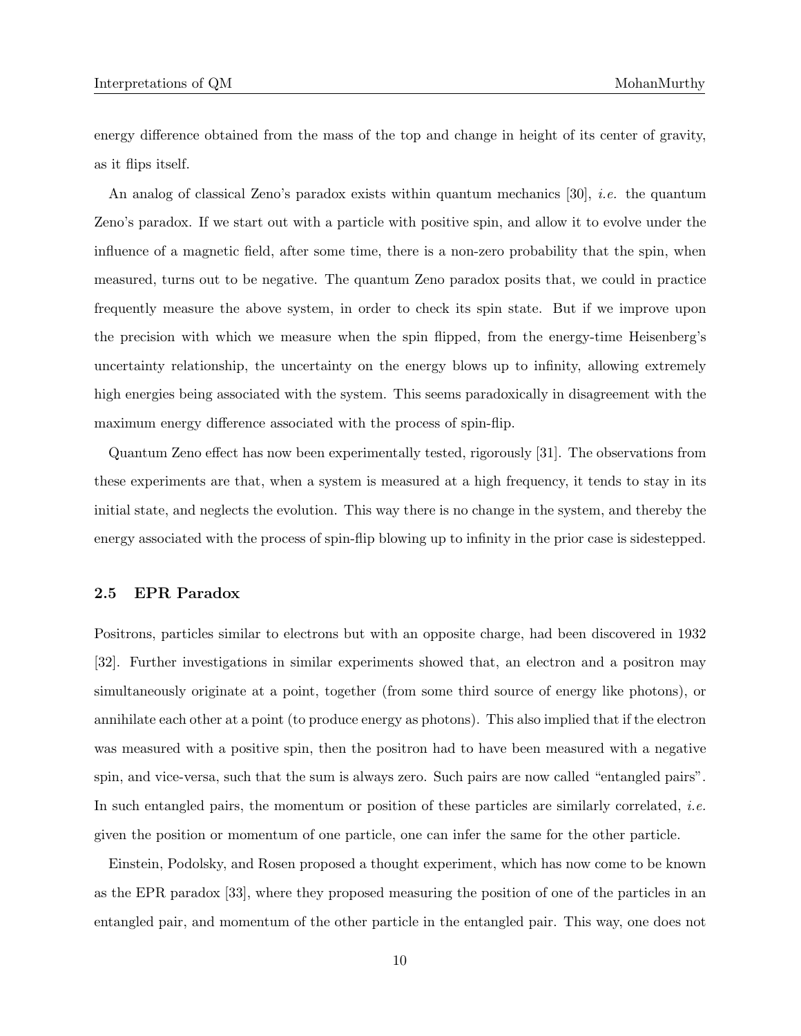energy difference obtained from the mass of the top and change in height of its center of gravity, as it flips itself.

An analog of classical Zeno's paradox exists within quantum mechanics [30], *i.e.* the quantum Zeno's paradox. If we start out with a particle with positive spin, and allow it to evolve under the influence of a magnetic field, after some time, there is a non-zero probability that the spin, when measured, turns out to be negative. The quantum Zeno paradox posits that, we could in practice frequently measure the above system, in order to check its spin state. But if we improve upon the precision with which we measure when the spin flipped, from the energy-time Heisenberg's uncertainty relationship, the uncertainty on the energy blows up to infinity, allowing extremely high energies being associated with the system. This seems paradoxically in disagreement with the maximum energy difference associated with the process of spin-flip.

Quantum Zeno effect has now been experimentally tested, rigorously [31]. The observations from these experiments are that, when a system is measured at a high frequency, it tends to stay in its initial state, and neglects the evolution. This way there is no change in the system, and thereby the energy associated with the process of spin-flip blowing up to infinity in the prior case is sidestepped.

### 2.5 EPR Paradox

Positrons, particles similar to electrons but with an opposite charge, had been discovered in 1932 [32]. Further investigations in similar experiments showed that, an electron and a positron may simultaneously originate at a point, together (from some third source of energy like photons), or annihilate each other at a point (to produce energy as photons). This also implied that if the electron was measured with a positive spin, then the positron had to have been measured with a negative spin, and vice-versa, such that the sum is always zero. Such pairs are now called "entangled pairs". In such entangled pairs, the momentum or position of these particles are similarly correlated, *i.e.* given the position or momentum of one particle, one can infer the same for the other particle.

Einstein, Podolsky, and Rosen proposed a thought experiment, which has now come to be known as the EPR paradox [33], where they proposed measuring the position of one of the particles in an entangled pair, and momentum of the other particle in the entangled pair. This way, one does not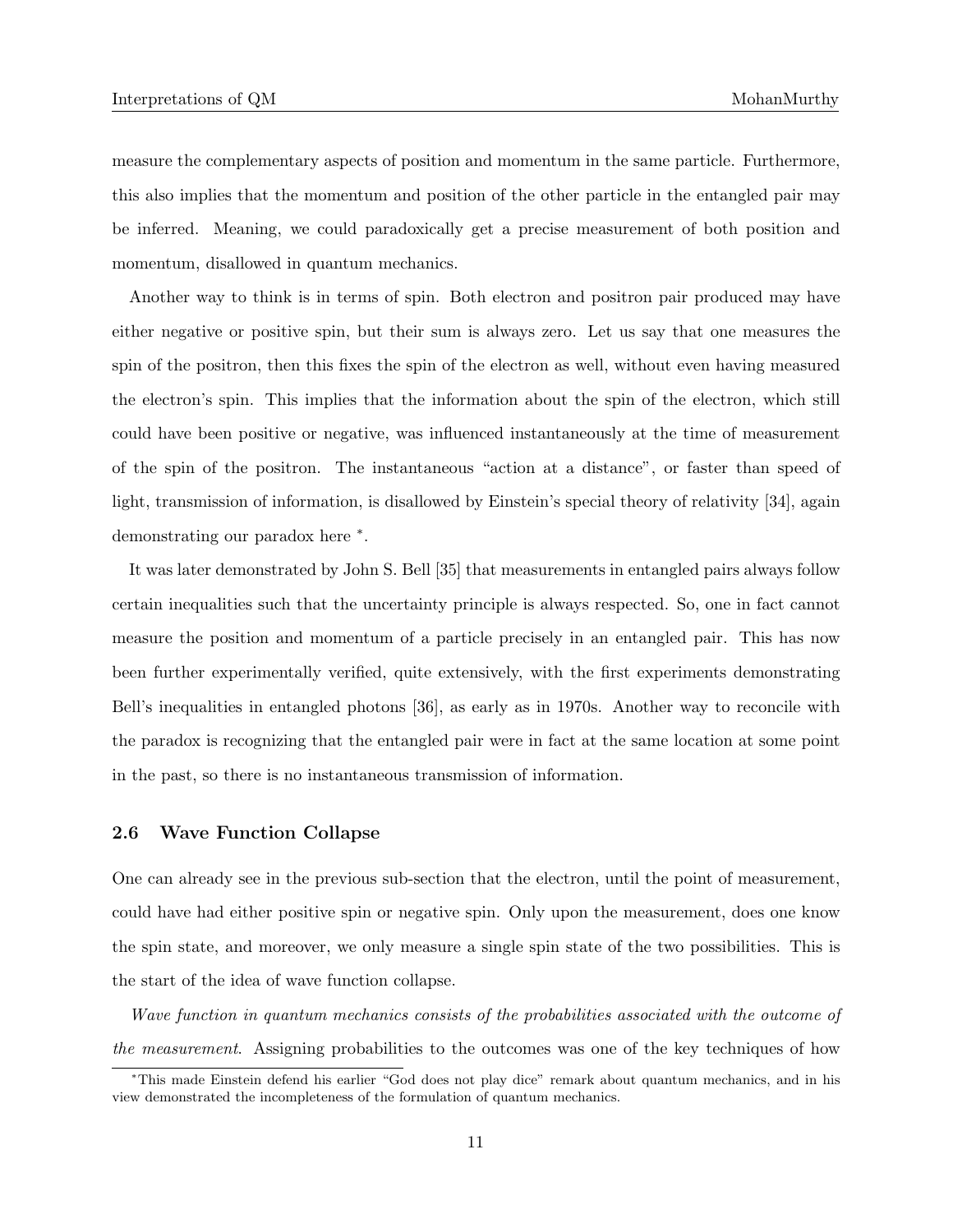measure the complementary aspects of position and momentum in the same particle. Furthermore, this also implies that the momentum and position of the other particle in the entangled pair may be inferred. Meaning, we could paradoxically get a precise measurement of both position and momentum, disallowed in quantum mechanics.

Another way to think is in terms of spin. Both electron and positron pair produced may have either negative or positive spin, but their sum is always zero. Let us say that one measures the spin of the positron, then this fixes the spin of the electron as well, without even having measured the electron's spin. This implies that the information about the spin of the electron, which still could have been positive or negative, was influenced instantaneously at the time of measurement of the spin of the positron. The instantaneous "action at a distance", or faster than speed of light, transmission of information, is disallowed by Einstein's special theory of relativity [34], again demonstrating our paradox here *.

It was later demonstrated by John S. Bell [35] that measurements in entangled pairs always follow certain inequalities such that the uncertainty principle is always respected. So, one in fact cannot measure the position and momentum of a particle precisely in an entangled pair. This has now been further experimentally verified, quite extensively, with the first experiments demonstrating Bell's inequalities in entangled photons [36], as early as in 1970s. Another way to reconcile with the paradox is recognizing that the entangled pair were in fact at the same location at some point in the past, so there is no instantaneous transmission of information.

### 2.6 Wave Function Collapse

One can already see in the previous sub-section that the electron, until the point of measurement, could have had either positive spin or negative spin. Only upon the measurement, does one know the spin state, and moreover, we only measure a single spin state of the two possibilities. This is the start of the idea of wave function collapse.

*Wave function in quantum mechanics consists of the probabilities associated with the outcome of the measurement*. Assigning probabilities to the outcomes was one of the key techniques of how

* This made Einstein defend his earlier "God does not play dice" remark about quantum mechanics, and in his view demonstrated the incompleteness of the formulation of quantum mechanics.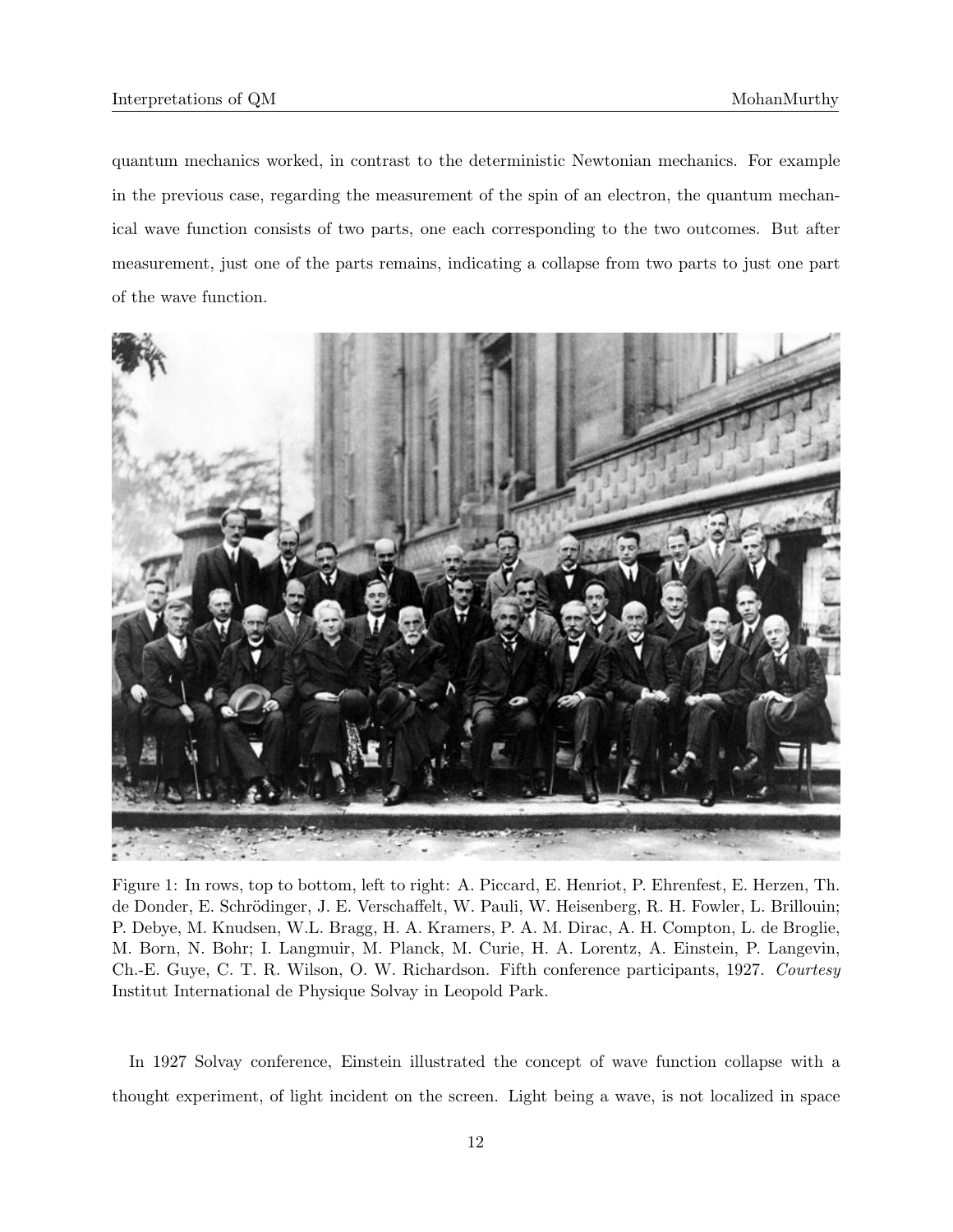quantum mechanics worked, in contrast to the deterministic Newtonian mechanics. For example in the previous case, regarding the measurement of the spin of an electron, the quantum mechanical wave function consists of two parts, one each corresponding to the two outcomes. But after measurement, just one of the parts remains, indicating a collapse from two parts to just one part of the wave function.

Figure 1: In rows, top to bottom, left to right: A. Piccard, E. Henriot, P. Ehrenfest, E. Herzen, Th. de Donder, E. Schrödinger, J. E. Verschaffelt, W. Pauli, W. Heisenberg, R. H. Fowler, L. Brillouin; P. Debye, M. Knudsen, W.L. Bragg, H. A. Kramers, P. A. M. Dirac, A. H. Compton, L. de Broglie, M. Born, N. Bohr; I. Langmuir, M. Planck, M. Curie, H. A. Lorentz, A. Einstein, P. Langevin, Ch.-E. Guye, C. T. R. Wilson, O. W. Richardson. Fifth conference participants, 1927. *Courtesy* Institut International de Physique Solvay in Leopold Park.

In 1927 Solvay conference, Einstein illustrated the concept of wave function collapse with a thought experiment, of light incident on the screen. Light being a wave, is not localized in space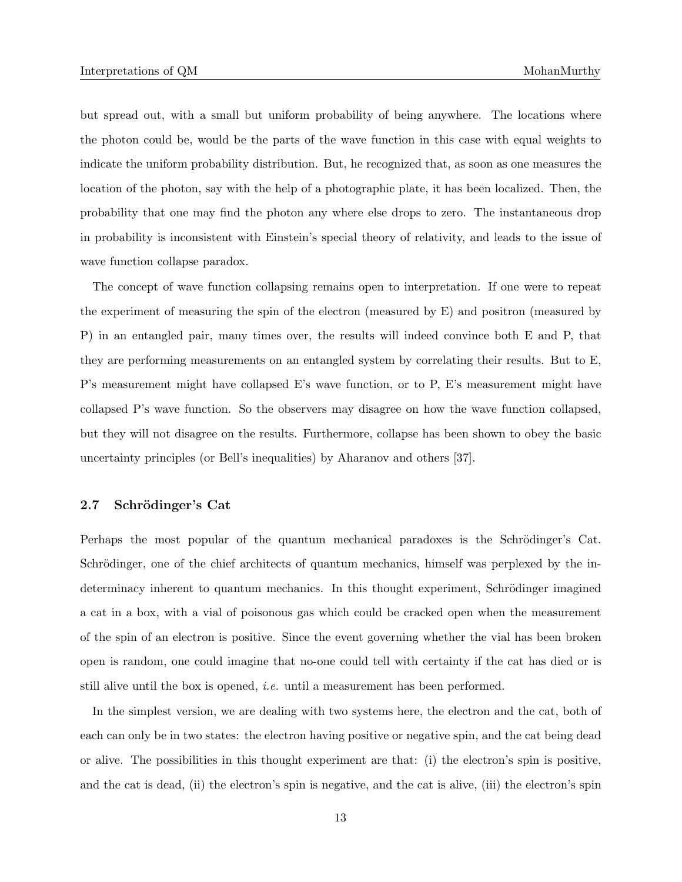but spread out, with a small but uniform probability of being anywhere. The locations where the photon could be, would be the parts of the wave function in this case with equal weights to indicate the uniform probability distribution. But, he recognized that, as soon as one measures the location of the photon, say with the help of a photographic plate, it has been localized. Then, the probability that one may find the photon any where else drops to zero. The instantaneous drop in probability is inconsistent with Einstein's special theory of relativity, and leads to the issue of wave function collapse paradox.

The concept of wave function collapsing remains open to interpretation. If one were to repeat the experiment of measuring the spin of the electron (measured by E) and positron (measured by P) in an entangled pair, many times over, the results will indeed convince both E and P, that they are performing measurements on an entangled system by correlating their results. But to E, P's measurement might have collapsed E's wave function, or to P, E's measurement might have collapsed P's wave function. So the observers may disagree on how the wave function collapsed, but they will not disagree on the results. Furthermore, collapse has been shown to obey the basic uncertainty principles (or Bell's inequalities) by Aharanov and others [37].

### 2.7 Schrödinger's Cat

Perhaps the most popular of the quantum mechanical paradoxes is the Schrödinger's Cat. Schrödinger, one of the chief architects of quantum mechanics, himself was perplexed by the indeterminacy inherent to quantum mechanics. In this thought experiment, Schrödinger imagined a cat in a box, with a vial of poisonous gas which could be cracked open when the measurement of the spin of an electron is positive. Since the event governing whether the vial has been broken open is random, one could imagine that no-one could tell with certainty if the cat has died or is still alive until the box is opened, *i.e.* until a measurement has been performed.

In the simplest version, we are dealing with two systems here, the electron and the cat, both of each can only be in two states: the electron having positive or negative spin, and the cat being dead or alive. The possibilities in this thought experiment are that: (i) the electron's spin is positive, and the cat is dead, (ii) the electron's spin is negative, and the cat is alive, (iii) the electron's spin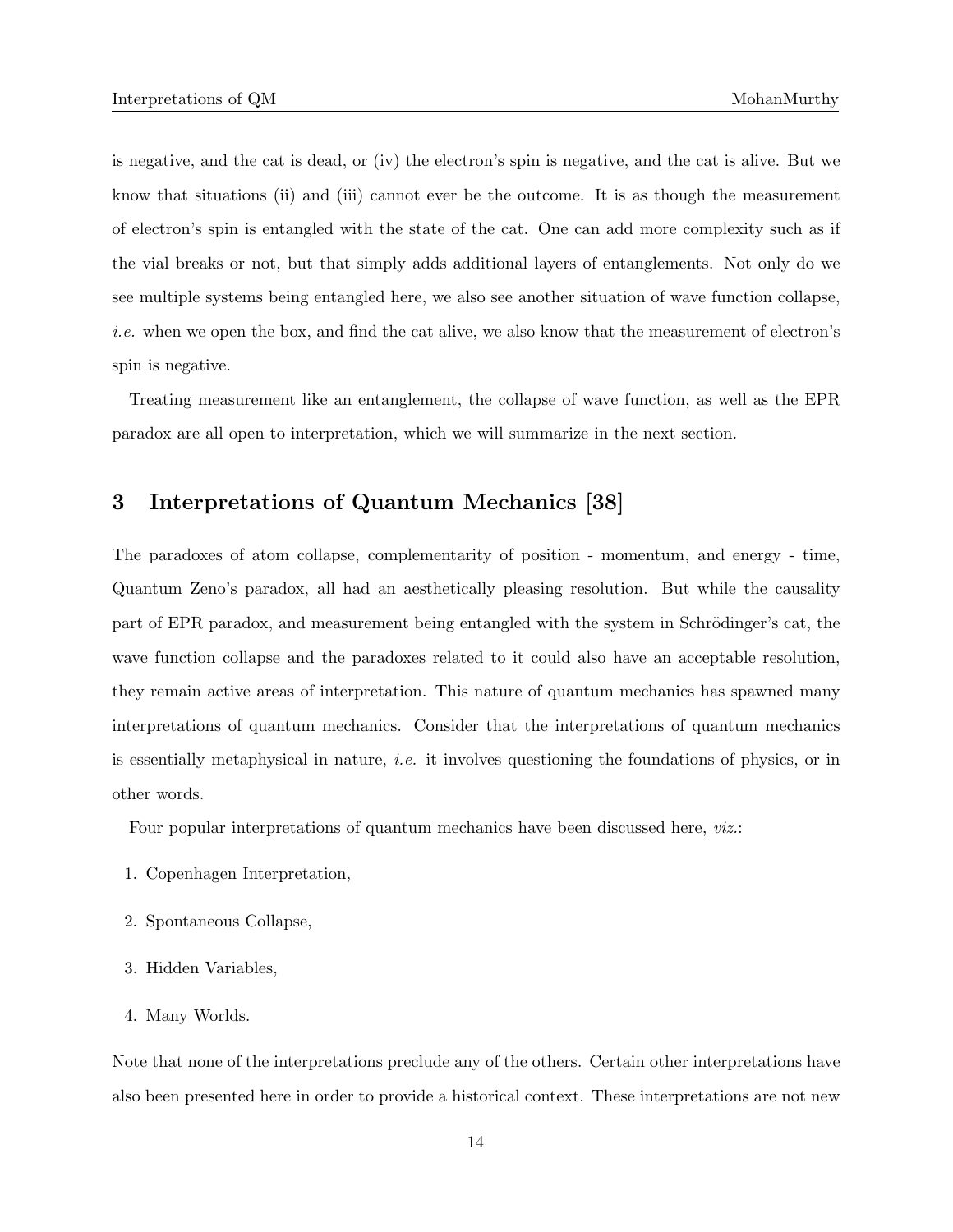is negative, and the cat is dead, or (iv) the electron's spin is negative, and the cat is alive. But we know that situations (ii) and (iii) cannot ever be the outcome. It is as though the measurement of electron's spin is entangled with the state of the cat. One can add more complexity such as if the vial breaks or not, but that simply adds additional layers of entanglements. Not only do we see multiple systems being entangled here, we also see another situation of wave function collapse, *i.e.* when we open the box, and find the cat alive, we also know that the measurement of electron's spin is negative.

Treating measurement like an entanglement, the collapse of wave function, as well as the EPR paradox are all open to interpretation, which we will summarize in the next section.

## 3 Interpretations of Quantum Mechanics [38]

The paradoxes of atom collapse, complementarity of position - momentum, and energy - time, Quantum Zeno's paradox, all had an aesthetically pleasing resolution. But while the causality part of EPR paradox, and measurement being entangled with the system in Schrödinger's cat, the wave function collapse and the paradoxes related to it could also have an acceptable resolution, they remain active areas of interpretation. This nature of quantum mechanics has spawned many interpretations of quantum mechanics. Consider that the interpretations of quantum mechanics is essentially metaphysical in nature, *i.e.* it involves questioning the foundations of physics, or in other words.

Four popular interpretations of quantum mechanics have been discussed here, *viz.*:

1. Copenhagen Interpretation,
2. Spontaneous Collapse,
3. Hidden Variables,
4. Many Worlds.

Note that none of the interpretations preclude any of the others. Certain other interpretations have also been presented here in order to provide a historical context. These interpretations are not new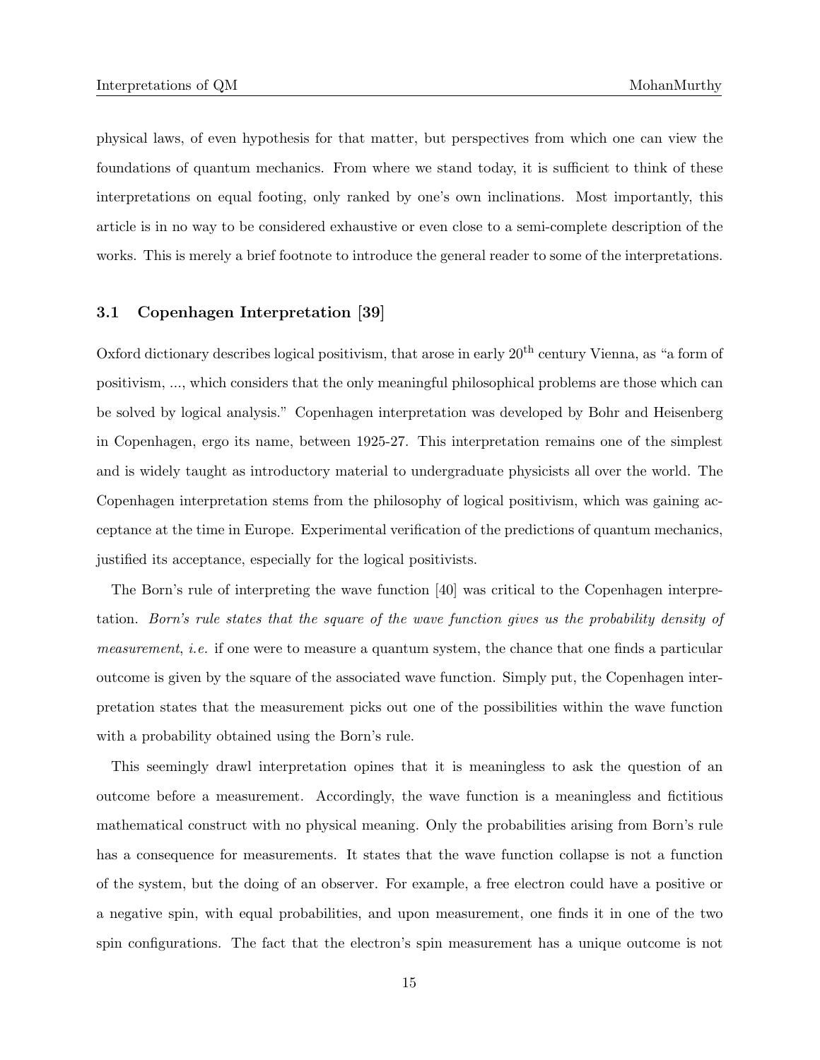physical laws, of even hypothesis for that matter, but perspectives from which one can view the foundations of quantum mechanics. From where we stand today, it is sufficient to think of these interpretations on equal footing, only ranked by one's own inclinations. Most importantly, this article is in no way to be considered exhaustive or even close to a semi-complete description of the works. This is merely a brief footnote to introduce the general reader to some of the interpretations.

### 3.1 Copenhagen Interpretation [39]

Oxford dictionary describes logical positivism, that arose in early 20$^{\text{th}}$ century Vienna, as "a form of positivism, ..., which considers that the only meaningful philosophical problems are those which can be solved by logical analysis." Copenhagen interpretation was developed by Bohr and Heisenberg in Copenhagen, ergo its name, between 1925-27. This interpretation remains one of the simplest and is widely taught as introductory material to undergraduate physicists all over the world. The Copenhagen interpretation stems from the philosophy of logical positivism, which was gaining acceptance at the time in Europe. Experimental verification of the predictions of quantum mechanics, justified its acceptance, especially for the logical positivists.

The Born's rule of interpreting the wave function [40] was critical to the Copenhagen interpretation. *Born's rule states that the square of the wave function gives us the probability density of measurement*, *i.e.* if one were to measure a quantum system, the chance that one finds a particular outcome is given by the square of the associated wave function. Simply put, the Copenhagen interpretation states that the measurement picks out one of the possibilities within the wave function with a probability obtained using the Born's rule.

This seemingly drawl interpretation opines that it is meaningless to ask the question of an outcome before a measurement. Accordingly, the wave function is a meaningless and fictitious mathematical construct with no physical meaning. Only the probabilities arising from Born's rule has a consequence for measurements. It states that the wave function collapse is not a function of the system, but the doing of an observer. For example, a free electron could have a positive or a negative spin, with equal probabilities, and upon measurement, one finds it in one of the two spin configurations. The fact that the electron's spin measurement has a unique outcome is not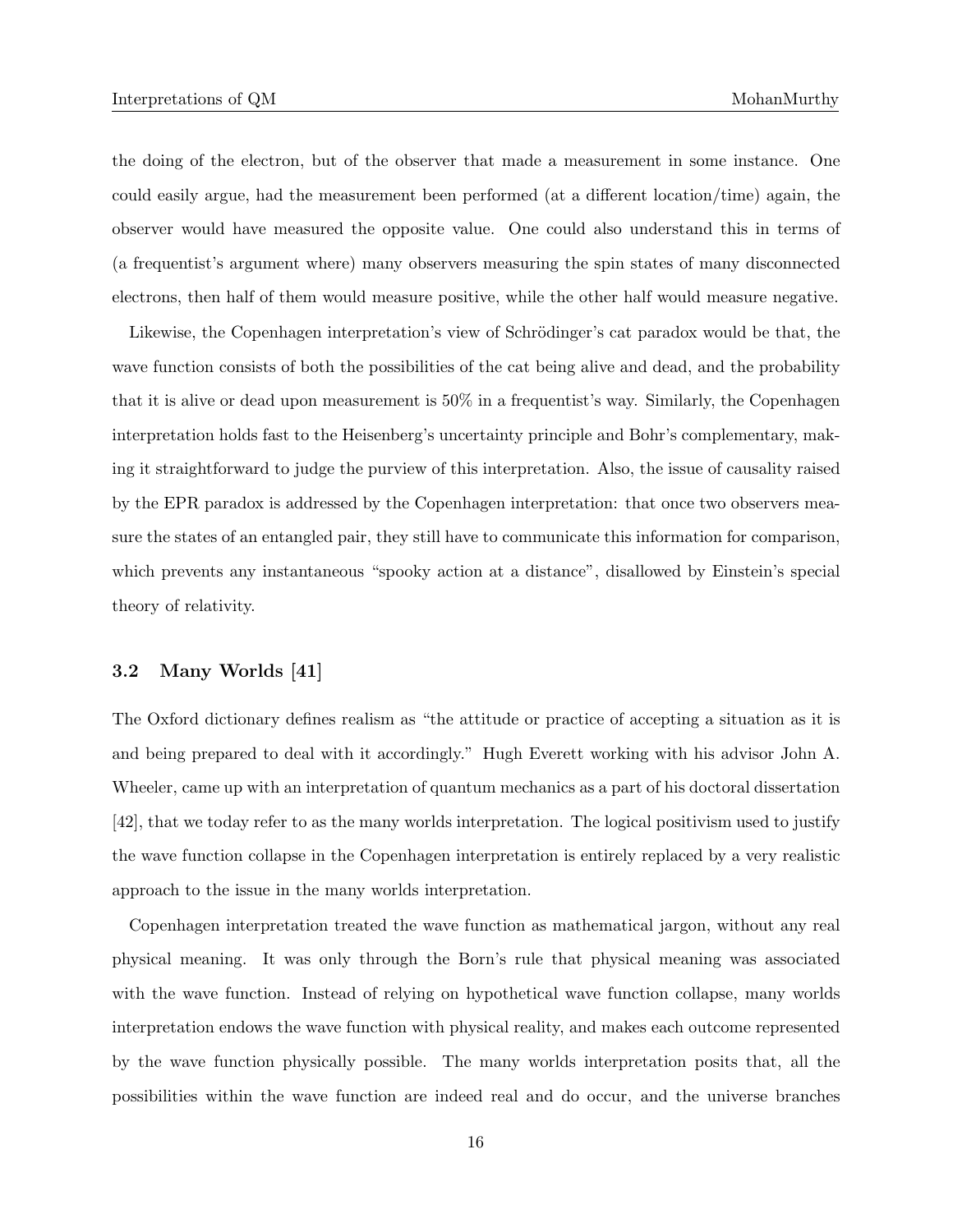the doing of the electron, but of the observer that made a measurement in some instance. One could easily argue, had the measurement been performed (at a different location/time) again, the observer would have measured the opposite value. One could also understand this in terms of (a frequentist's argument where) many observers measuring the spin states of many disconnected electrons, then half of them would measure positive, while the other half would measure negative.

Likewise, the Copenhagen interpretation's view of Schrödinger's cat paradox would be that, the wave function consists of both the possibilities of the cat being alive and dead, and the probability that it is alive or dead upon measurement is 50% in a frequentist's way. Similarly, the Copenhagen interpretation holds fast to the Heisenberg's uncertainty principle and Bohr's complementary, making it straightforward to judge the purview of this interpretation. Also, the issue of causality raised by the EPR paradox is addressed by the Copenhagen interpretation: that once two observers measure the states of an entangled pair, they still have to communicate this information for comparison, which prevents any instantaneous "spooky action at a distance", disallowed by Einstein's special theory of relativity.

### 3.2 Many Worlds [41]

The Oxford dictionary defines realism as "the attitude or practice of accepting a situation as it is and being prepared to deal with it accordingly." Hugh Everett working with his advisor John A. Wheeler, came up with an interpretation of quantum mechanics as a part of his doctoral dissertation [42], that we today refer to as the many worlds interpretation. The logical positivism used to justify the wave function collapse in the Copenhagen interpretation is entirely replaced by a very realistic approach to the issue in the many worlds interpretation.

Copenhagen interpretation treated the wave function as mathematical jargon, without any real physical meaning. It was only through the Born's rule that physical meaning was associated with the wave function. Instead of relying on hypothetical wave function collapse, many worlds interpretation endows the wave function with physical reality, and makes each outcome represented by the wave function physically possible. The many worlds interpretation posits that, all the possibilities within the wave function are indeed real and do occur, and the universe branches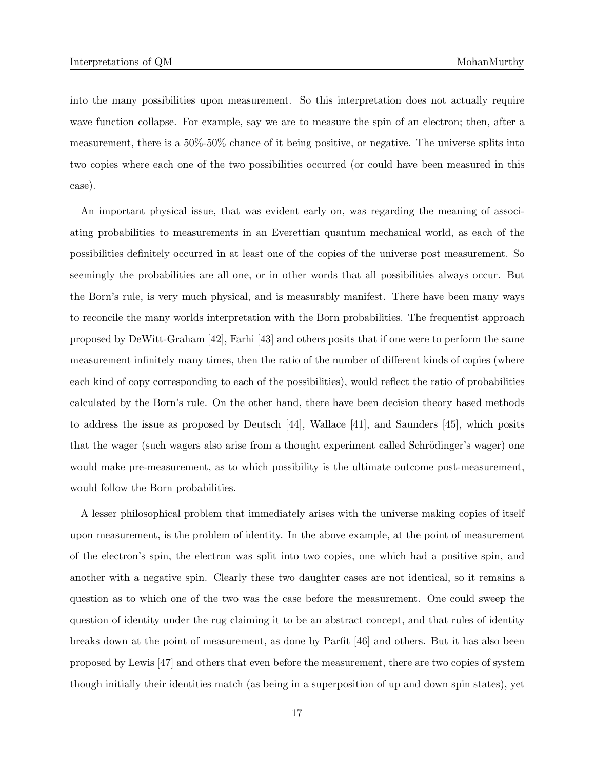into the many possibilities upon measurement. So this interpretation does not actually require wave function collapse. For example, say we are to measure the spin of an electron; then, after a measurement, there is a 50%-50% chance of it being positive, or negative. The universe splits into two copies where each one of the two possibilities occurred (or could have been measured in this case).

An important physical issue, that was evident early on, was regarding the meaning of associating probabilities to measurements in an Everettian quantum mechanical world, as each of the possibilities definitely occurred in at least one of the copies of the universe post measurement. So seemingly the probabilities are all one, or in other words that all possibilities always occur. But the Born's rule, is very much physical, and is measurably manifest. There have been many ways to reconcile the many worlds interpretation with the Born probabilities. The frequentist approach proposed by DeWitt-Graham [42], Farhi [43] and others posits that if one were to perform the same measurement infinitely many times, then the ratio of the number of different kinds of copies (where each kind of copy corresponding to each of the possibilities), would reflect the ratio of probabilities calculated by the Born's rule. On the other hand, there have been decision theory based methods to address the issue as proposed by Deutsch [44], Wallace [41], and Saunders [45], which posits that the wager (such wagers also arise from a thought experiment called Schrödinger's wager) one would make pre-measurement, as to which possibility is the ultimate outcome post-measurement, would follow the Born probabilities.

A lesser philosophical problem that immediately arises with the universe making copies of itself upon measurement, is the problem of identity. In the above example, at the point of measurement of the electron's spin, the electron was split into two copies, one which had a positive spin, and another with a negative spin. Clearly these two daughter cases are not identical, so it remains a question as to which one of the two was the case before the measurement. One could sweep the question of identity under the rug claiming it to be an abstract concept, and that rules of identity breaks down at the point of measurement, as done by Parfit [46] and others. But it has also been proposed by Lewis [47] and others that even before the measurement, there are two copies of system though initially their identities match (as being in a superposition of up and down spin states), yet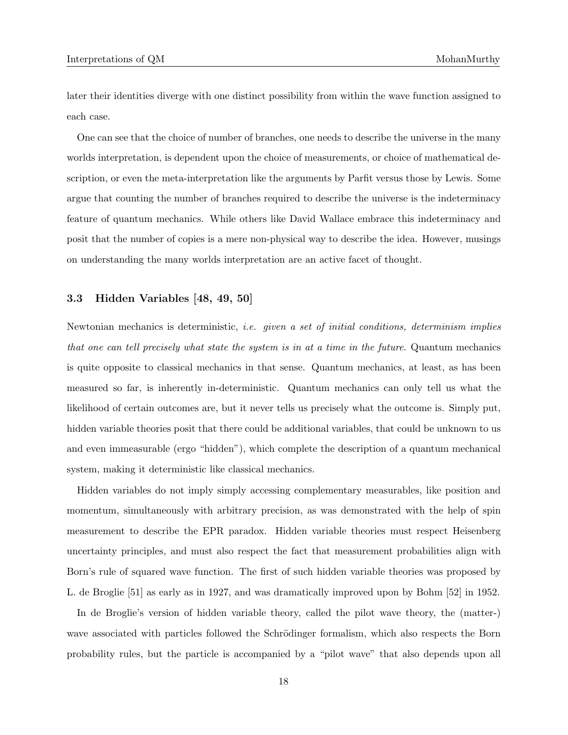later their identities diverge with one distinct possibility from within the wave function assigned to each case.

One can see that the choice of number of branches, one needs to describe the universe in the many worlds interpretation, is dependent upon the choice of measurements, or choice of mathematical description, or even the meta-interpretation like the arguments by Parfit versus those by Lewis. Some argue that counting the number of branches required to describe the universe is the indeterminacy feature of quantum mechanics. While others like David Wallace embrace this indeterminacy and posit that the number of copies is a mere non-physical way to describe the idea. However, musings on understanding the many worlds interpretation are an active facet of thought.

### 3.3 Hidden Variables [48, 49, 50]

Newtonian mechanics is deterministic, *i.e. given a set of initial conditions, determinism implies that one can tell precisely what state the system is in at a time in the future*. Quantum mechanics is quite opposite to classical mechanics in that sense. Quantum mechanics, at least, as has been measured so far, is inherently in-deterministic. Quantum mechanics can only tell us what the likelihood of certain outcomes are, but it never tells us precisely what the outcome is. Simply put, hidden variable theories posit that there could be additional variables, that could be unknown to us and even immeasurable (ergo "hidden"), which complete the description of a quantum mechanical system, making it deterministic like classical mechanics.

Hidden variables do not imply simply accessing complementary measurables, like position and momentum, simultaneously with arbitrary precision, as was demonstrated with the help of spin measurement to describe the EPR paradox. Hidden variable theories must respect Heisenberg uncertainty principles, and must also respect the fact that measurement probabilities align with Born's rule of squared wave function. The first of such hidden variable theories was proposed by L. de Broglie [51] as early as in 1927, and was dramatically improved upon by Bohm [52] in 1952.

In de Broglie's version of hidden variable theory, called the pilot wave theory, the (matter-) wave associated with particles followed the Schrödinger formalism, which also respects the Born probability rules, but the particle is accompanied by a "pilot wave" that also depends upon all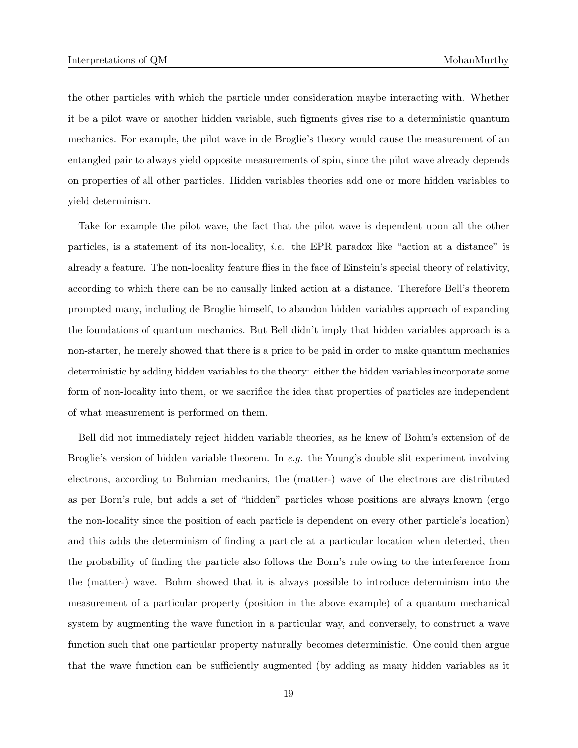the other particles with which the particle under consideration maybe interacting with. Whether it be a pilot wave or another hidden variable, such figments gives rise to a deterministic quantum mechanics. For example, the pilot wave in de Broglie's theory would cause the measurement of an entangled pair to always yield opposite measurements of spin, since the pilot wave already depends on properties of all other particles. Hidden variables theories add one or more hidden variables to yield determinism.

Take for example the pilot wave, the fact that the pilot wave is dependent upon all the other particles, is a statement of its non-locality, *i.e.* the EPR paradox like "action at a distance" is already a feature. The non-locality feature flies in the face of Einstein's special theory of relativity, according to which there can be no causally linked action at a distance. Therefore Bell's theorem prompted many, including de Broglie himself, to abandon hidden variables approach of expanding the foundations of quantum mechanics. But Bell didn't imply that hidden variables approach is a non-starter, he merely showed that there is a price to be paid in order to make quantum mechanics deterministic by adding hidden variables to the theory: either the hidden variables incorporate some form of non-locality into them, or we sacrifice the idea that properties of particles are independent of what measurement is performed on them.

Bell did not immediately reject hidden variable theories, as he knew of Bohm's extension of de Broglie's version of hidden variable theorem. In *e.g.* the Young's double slit experiment involving electrons, according to Bohmian mechanics, the (matter-) wave of the electrons are distributed as per Born's rule, but adds a set of "hidden" particles whose positions are always known (ergo the non-locality since the position of each particle is dependent on every other particle's location) and this adds the determinism of finding a particle at a particular location when detected, then the probability of finding the particle also follows the Born's rule owing to the interference from the (matter-) wave. Bohm showed that it is always possible to introduce determinism into the measurement of a particular property (position in the above example) of a quantum mechanical system by augmenting the wave function in a particular way, and conversely, to construct a wave function such that one particular property naturally becomes deterministic. One could then argue that the wave function can be sufficiently augmented (by adding as many hidden variables as it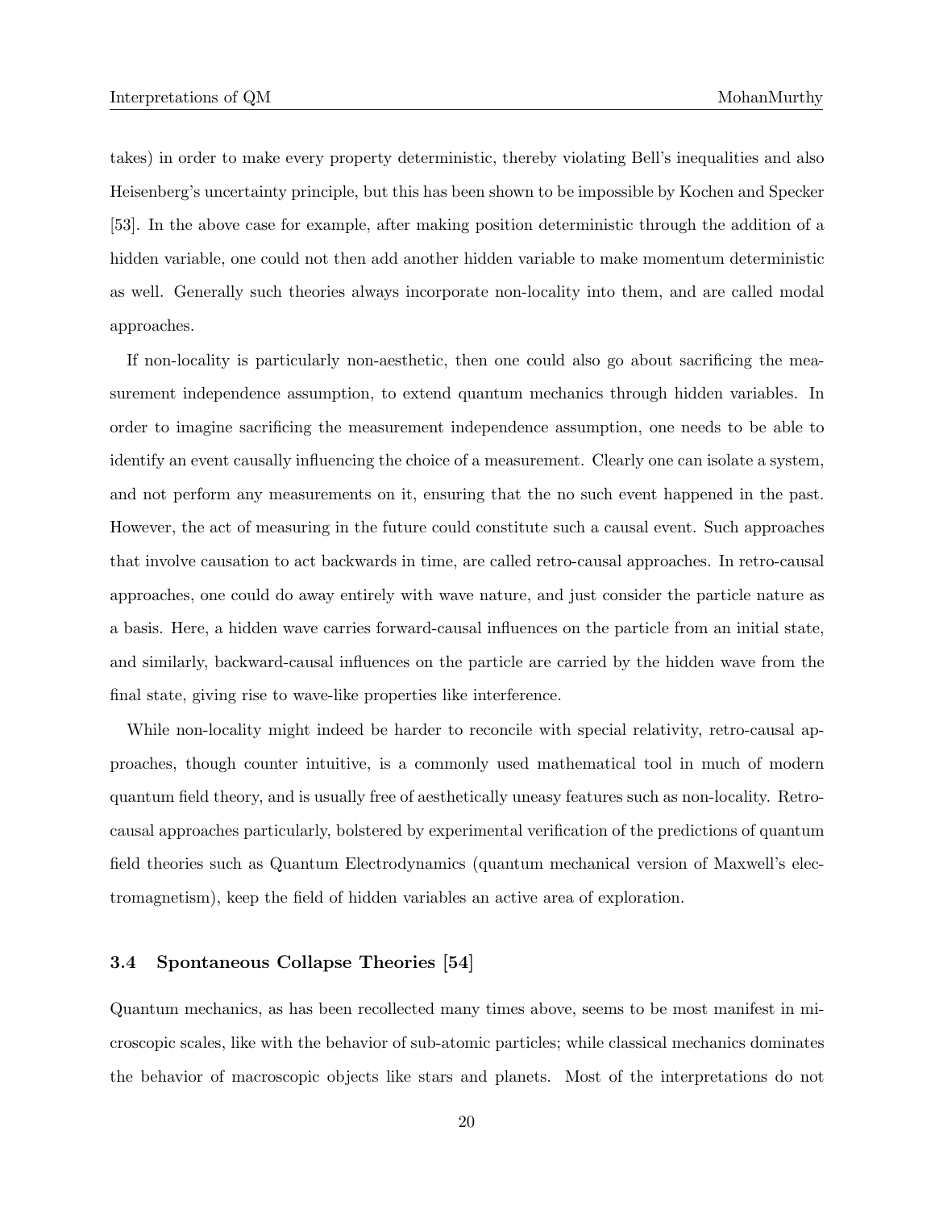takes) in order to make every property deterministic, thereby violating Bell's inequalities and also Heisenberg's uncertainty principle, but this has been shown to be impossible by Kochen and Specker [53]. In the above case for example, after making position deterministic through the addition of a hidden variable, one could not then add another hidden variable to make momentum deterministic as well. Generally such theories always incorporate non-locality into them, and are called modal approaches.

If non-locality is particularly non-aesthetic, then one could also go about sacrificing the measurement independence assumption, to extend quantum mechanics through hidden variables. In order to imagine sacrificing the measurement independence assumption, one needs to be able to identify an event causally influencing the choice of a measurement. Clearly one can isolate a system, and not perform any measurements on it, ensuring that the no such event happened in the past. However, the act of measuring in the future could constitute such a causal event. Such approaches that involve causation to act backwards in time, are called retro-causal approaches. In retro-causal approaches, one could do away entirely with wave nature, and just consider the particle nature as a basis. Here, a hidden wave carries forward-causal influences on the particle from an initial state, and similarly, backward-causal influences on the particle are carried by the hidden wave from the final state, giving rise to wave-like properties like interference.

While non-locality might indeed be harder to reconcile with special relativity, retro-causal approaches, though counter intuitive, is a commonly used mathematical tool in much of modern quantum field theory, and is usually free of aesthetically uneasy features such as non-locality. Retro-causal approaches particularly, bolstered by experimental verification of the predictions of quantum field theories such as Quantum Electrodynamics (quantum mechanical version of Maxwell's electromagnetism), keep the field of hidden variables an active area of exploration.

### 3.4 Spontaneous Collapse Theories [54]

Quantum mechanics, as has been recollected many times above, seems to be most manifest in microscopic scales, like with the behavior of sub-atomic particles; while classical mechanics dominates the behavior of macroscopic objects like stars and planets. Most of the interpretations do not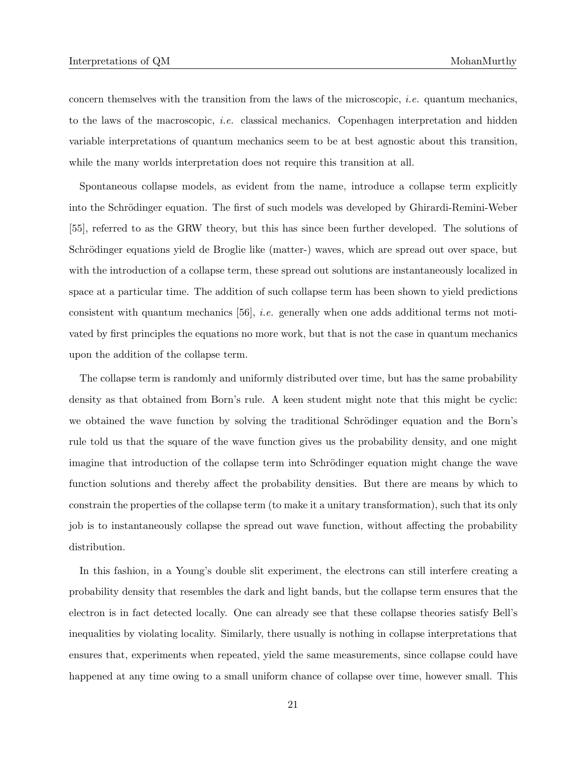concern themselves with the transition from the laws of the microscopic, *i.e.* quantum mechanics, to the laws of the macroscopic, *i.e.* classical mechanics. Copenhagen interpretation and hidden variable interpretations of quantum mechanics seem to be at best agnostic about this transition, while the many worlds interpretation does not require this transition at all.

Spontaneous collapse models, as evident from the name, introduce a collapse term explicitly into the Schrödinger equation. The first of such models was developed by Ghirardi-Remini-Weber [55], referred to as the GRW theory, but this has since been further developed. The solutions of Schrödinger equations yield de Broglie like (matter-) waves, which are spread out over space, but with the introduction of a collapse term, these spread out solutions are instantaneously localized in space at a particular time. The addition of such collapse term has been shown to yield predictions consistent with quantum mechanics [56], *i.e.* generally when one adds additional terms not motivated by first principles the equations no more work, but that is not the case in quantum mechanics upon the addition of the collapse term.

The collapse term is randomly and uniformly distributed over time, but has the same probability density as that obtained from Born's rule. A keen student might note that this might be cyclic: we obtained the wave function by solving the traditional Schrödinger equation and the Born's rule told us that the square of the wave function gives us the probability density, and one might imagine that introduction of the collapse term into Schrödinger equation might change the wave function solutions and thereby affect the probability densities. But there are means by which to constrain the properties of the collapse term (to make it a unitary transformation), such that its only job is to instantaneously collapse the spread out wave function, without affecting the probability distribution.

In this fashion, in a Young's double slit experiment, the electrons can still interfere creating a probability density that resembles the dark and light bands, but the collapse term ensures that the electron is in fact detected locally. One can already see that these collapse theories satisfy Bell's inequalities by violating locality. Similarly, there usually is nothing in collapse interpretations that ensures that, experiments when repeated, yield the same measurements, since collapse could have happened at any time owing to a small uniform chance of collapse over time, however small. This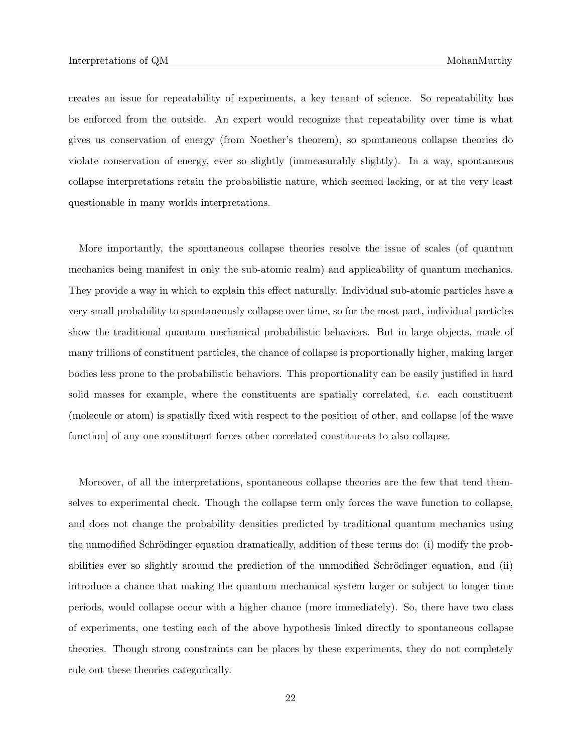creates an issue for repeatability of experiments, a key tenant of science. So repeatability has be enforced from the outside. An expert would recognize that repeatability over time is what gives us conservation of energy (from Noether's theorem), so spontaneous collapse theories do violate conservation of energy, ever so slightly (immeasurably slightly). In a way, spontaneous collapse interpretations retain the probabilistic nature, which seemed lacking, or at the very least questionable in many worlds interpretations.

More importantly, the spontaneous collapse theories resolve the issue of scales (of quantum mechanics being manifest in only the sub-atomic realm) and applicability of quantum mechanics. They provide a way in which to explain this effect naturally. Individual sub-atomic particles have a very small probability to spontaneously collapse over time, so for the most part, individual particles show the traditional quantum mechanical probabilistic behaviors. But in large objects, made of many trillions of constituent particles, the chance of collapse is proportionally higher, making larger bodies less prone to the probabilistic behaviors. This proportionality can be easily justified in hard solid masses for example, where the constituents are spatially correlated, *i.e.* each constituent (molecule or atom) is spatially fixed with respect to the position of other, and collapse [of the wave function] of any one constituent forces other correlated constituents to also collapse.

Moreover, of all the interpretations, spontaneous collapse theories are the few that tend themselves to experimental check. Though the collapse term only forces the wave function to collapse, and does not change the probability densities predicted by traditional quantum mechanics using the unmodified Schrödinger equation dramatically, addition of these terms do: (i) modify the probabilities ever so slightly around the prediction of the unmodified Schrödinger equation, and (ii) introduce a chance that making the quantum mechanical system larger or subject to longer time periods, would collapse occur with a higher chance (more immediately). So, there have two class of experiments, one testing each of the above hypothesis linked directly to spontaneous collapse theories. Though strong constraints can be places by these experiments, they do not completely rule out these theories categorically.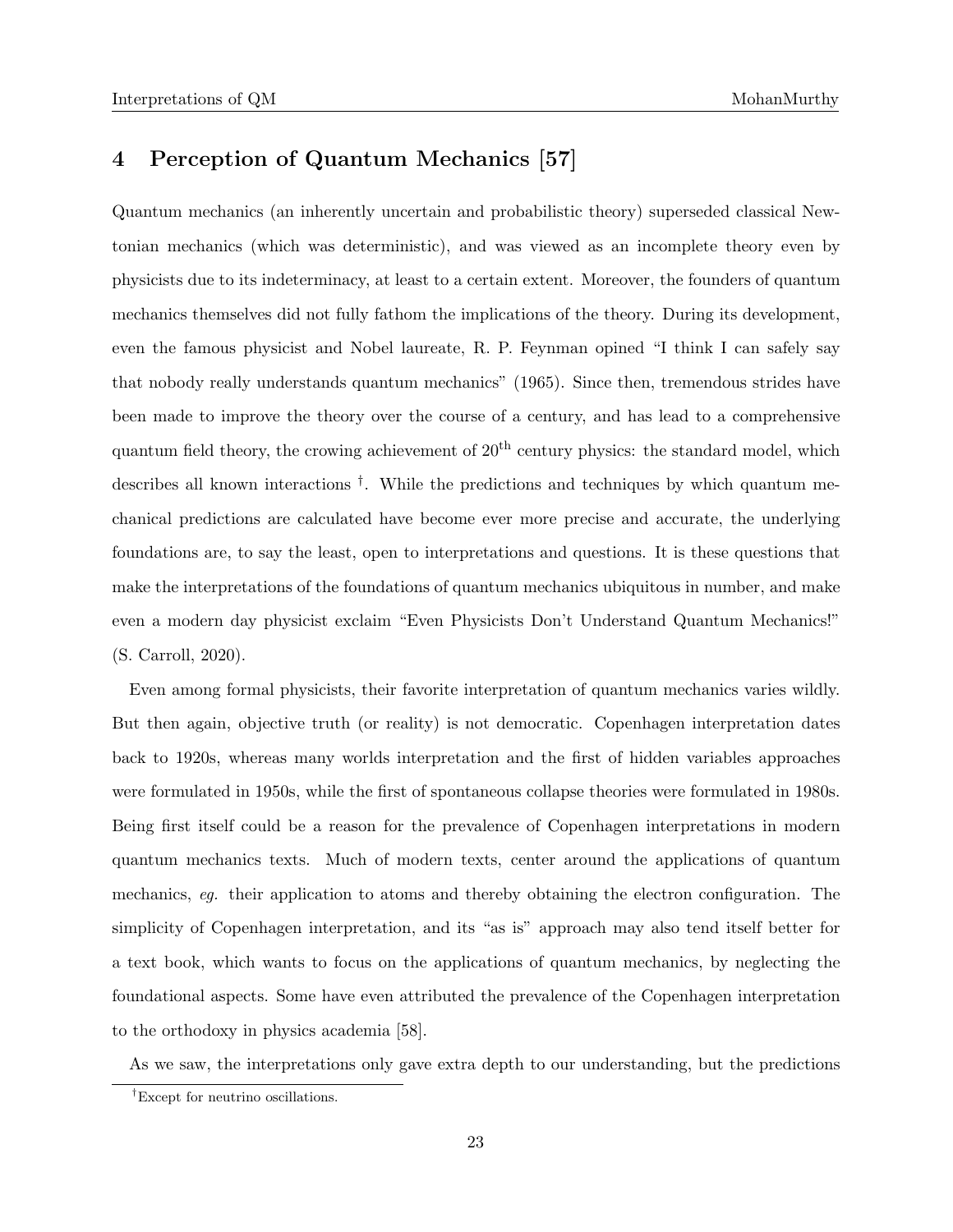## 4 Perception of Quantum Mechanics [57]

Quantum mechanics (an inherently uncertain and probabilistic theory) superseded classical Newtonian mechanics (which was deterministic), and was viewed as an incomplete theory even by physicists due to its indeterminacy, at least to a certain extent. Moreover, the founders of quantum mechanics themselves did not fully fathom the implications of the theory. During its development, even the famous physicist and Nobel laureate, R. P. Feynman opined "I think I can safely say that nobody really understands quantum mechanics" (1965). Since then, tremendous strides have been made to improve the theory over the course of a century, and has lead to a comprehensive quantum field theory, the crowing achievement of $20^{\text{th}}$ century physics: the standard model, which describes all known interactions †. While the predictions and techniques by which quantum mechanical predictions are calculated have become ever more precise and accurate, the underlying foundations are, to say the least, open to interpretations and questions. It is these questions that make the interpretations of the foundations of quantum mechanics ubiquitous in number, and make even a modern day physicist exclaim "Even Physicists Don't Understand Quantum Mechanics!" (S. Carroll, 2020).

Even among formal physicists, their favorite interpretation of quantum mechanics varies wildly. But then again, objective truth (or reality) is not democratic. Copenhagen interpretation dates back to 1920s, whereas many worlds interpretation and the first of hidden variables approaches were formulated in 1950s, while the first of spontaneous collapse theories were formulated in 1980s. Being first itself could be a reason for the prevalence of Copenhagen interpretations in modern quantum mechanics texts. Much of modern texts, center around the applications of quantum mechanics, *eg.* their application to atoms and thereby obtaining the electron configuration. The simplicity of Copenhagen interpretation, and its "as is" approach may also tend itself better for a text book, which wants to focus on the applications of quantum mechanics, by neglecting the foundational aspects. Some have even attributed the prevalence of the Copenhagen interpretation to the orthodoxy in physics academia [58].

As we saw, the interpretations only gave extra depth to our understanding, but the predictions

† Except for neutrino oscillations.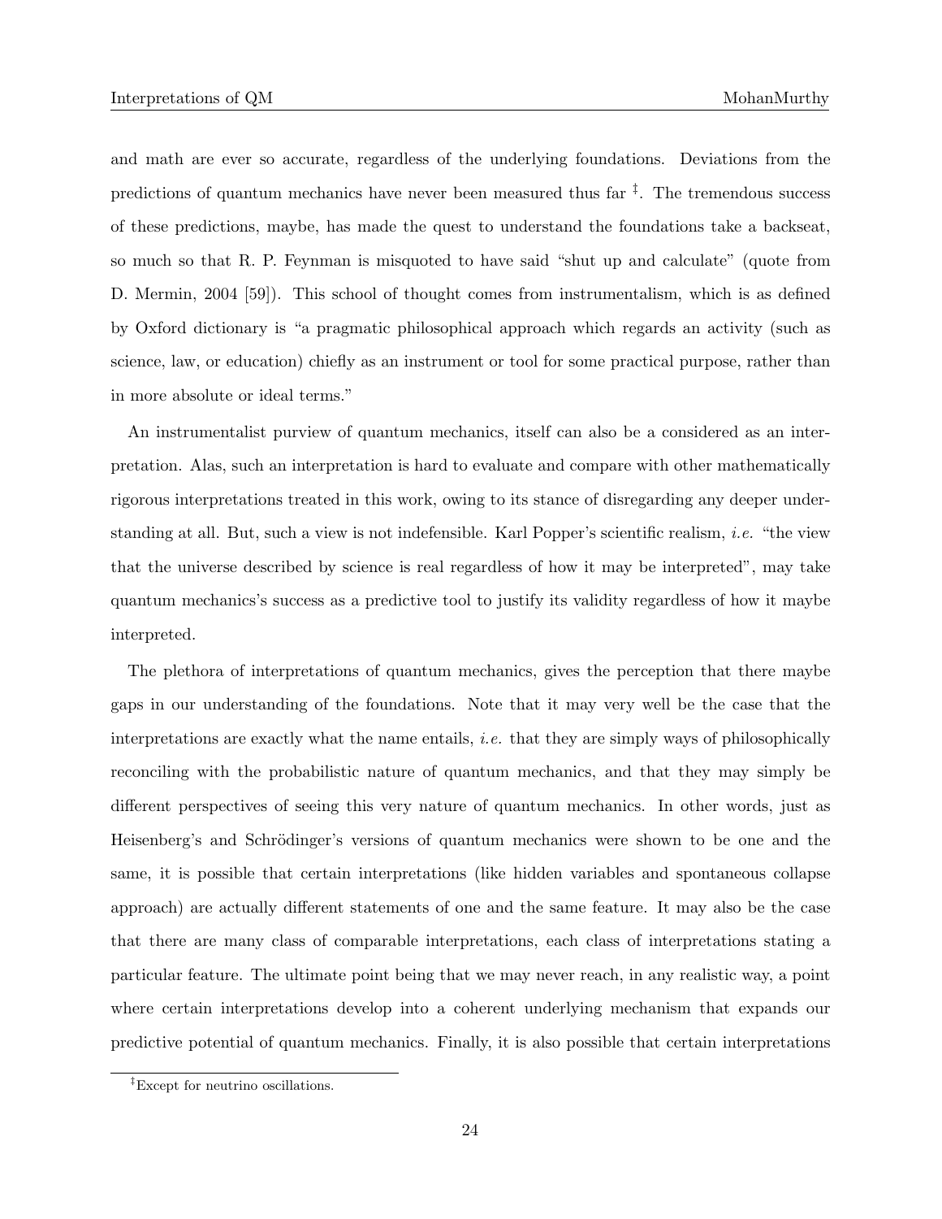and math are ever so accurate, regardless of the underlying foundations. Deviations from the predictions of quantum mechanics have never been measured thus far [‡]. The tremendous success of these predictions, maybe, has made the quest to understand the foundations take a backseat, so much so that R. P. Feynman is misquoted to have said "shut up and calculate" (quote from D. Mermin, 2004 [59]). This school of thought comes from instrumentalism, which is as defined by Oxford dictionary is "a pragmatic philosophical approach which regards an activity (such as science, law, or education) chiefly as an instrument or tool for some practical purpose, rather than in more absolute or ideal terms."

An instrumentalist purview of quantum mechanics, itself can also be a considered as an interpretation. Alas, such an interpretation is hard to evaluate and compare with other mathematically rigorous interpretations treated in this work, owing to its stance of disregarding any deeper understanding at all. But, such a view is not indefensible. Karl Popper's scientific realism, *i.e.* "the view that the universe described by science is real regardless of how it may be interpreted", may take quantum mechanics's success as a predictive tool to justify its validity regardless of how it maybe interpreted.

The plethora of interpretations of quantum mechanics, gives the perception that there maybe gaps in our understanding of the foundations. Note that it may very well be the case that the interpretations are exactly what the name entails, *i.e.* that they are simply ways of philosophically reconciling with the probabilistic nature of quantum mechanics, and that they may simply be different perspectives of seeing this very nature of quantum mechanics. In other words, just as Heisenberg's and Schrödinger's versions of quantum mechanics were shown to be one and the same, it is possible that certain interpretations (like hidden variables and spontaneous collapse approach) are actually different statements of one and the same feature. It may also be the case that there are many class of comparable interpretations, each class of interpretations stating a particular feature. The ultimate point being that we may never reach, in any realistic way, a point where certain interpretations develop into a coherent underlying mechanism that expands our predictive potential of quantum mechanics. Finally, it is also possible that certain interpretations

[‡] Except for neutrino oscillations.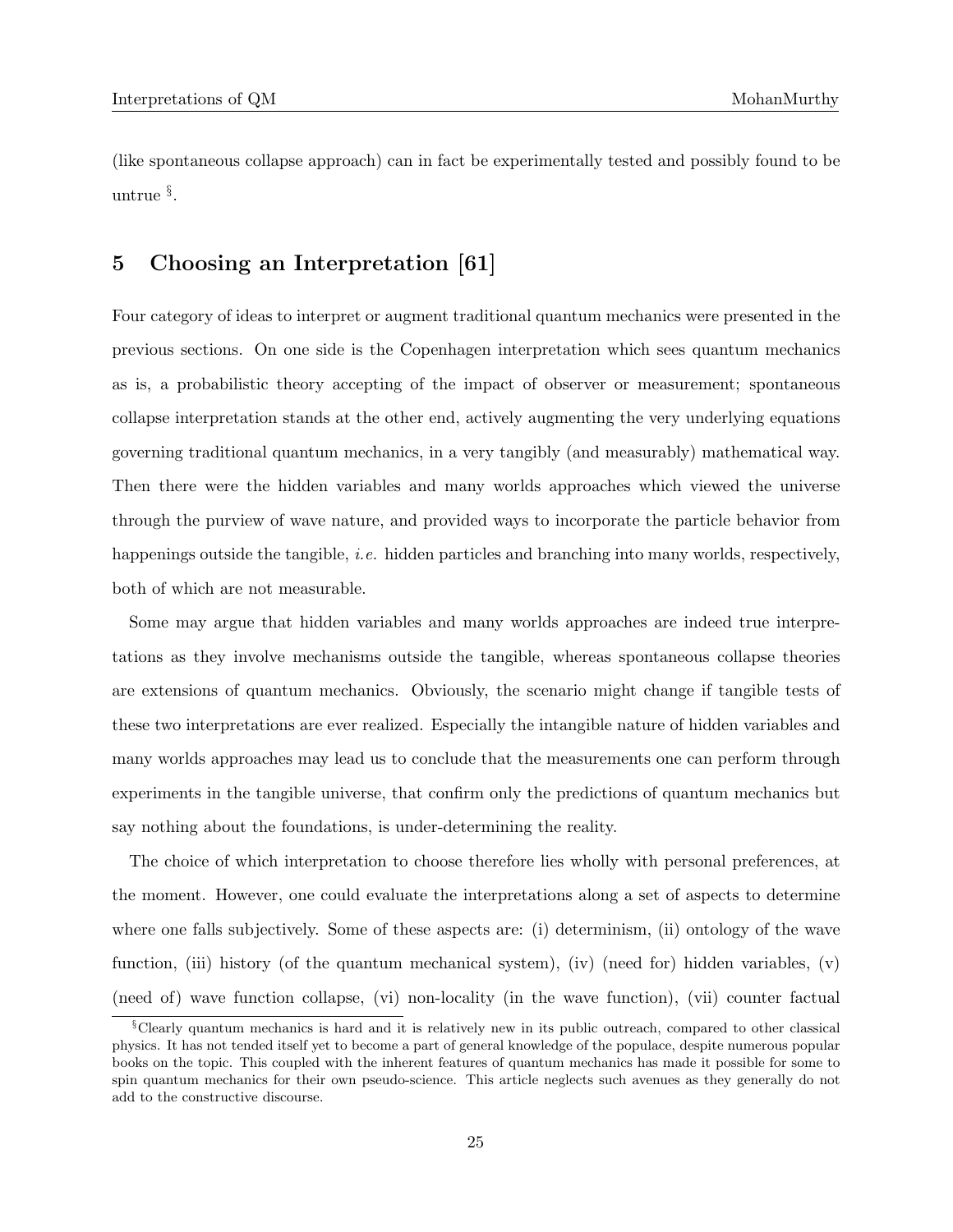(like spontaneous collapse approach) can in fact be experimentally tested and possibly found to be untrue [§].

## 5 Choosing an Interpretation [61]

Four category of ideas to interpret or augment traditional quantum mechanics were presented in the previous sections. On one side is the Copenhagen interpretation which sees quantum mechanics as is, a probabilistic theory accepting of the impact of observer or measurement; spontaneous collapse interpretation stands at the other end, actively augmenting the very underlying equations governing traditional quantum mechanics, in a very tangibly (and measurably) mathematical way. Then there were the hidden variables and many worlds approaches which viewed the universe through the purview of wave nature, and provided ways to incorporate the particle behavior from happenings outside the tangible, *i.e.* hidden particles and branching into many worlds, respectively, both of which are not measurable.

Some may argue that hidden variables and many worlds approaches are indeed true interpretations as they involve mechanisms outside the tangible, whereas spontaneous collapse theories are extensions of quantum mechanics. Obviously, the scenario might change if tangible tests of these two interpretations are ever realized. Especially the intangible nature of hidden variables and many worlds approaches may lead us to conclude that the measurements one can perform through experiments in the tangible universe, that confirm only the predictions of quantum mechanics but say nothing about the foundations, is under-determining the reality.

The choice of which interpretation to choose therefore lies wholly with personal preferences, at the moment. However, one could evaluate the interpretations along a set of aspects to determine where one falls subjectively. Some of these aspects are: (i) determinism, (ii) ontology of the wave function, (iii) history (of the quantum mechanical system), (iv) (need for) hidden variables, (v) (need of) wave function collapse, (vi) non-locality (in the wave function), (vii) counter factual

[§] Clearly quantum mechanics is hard and it is relatively new in its public outreach, compared to other classical physics. It has not tended itself yet to become a part of general knowledge of the populace, despite numerous popular books on the topic. This coupled with the inherent features of quantum mechanics has made it possible for some to spin quantum mechanics for their own pseudo-science. This article neglects such avenues as they generally do not add to the constructive discourse.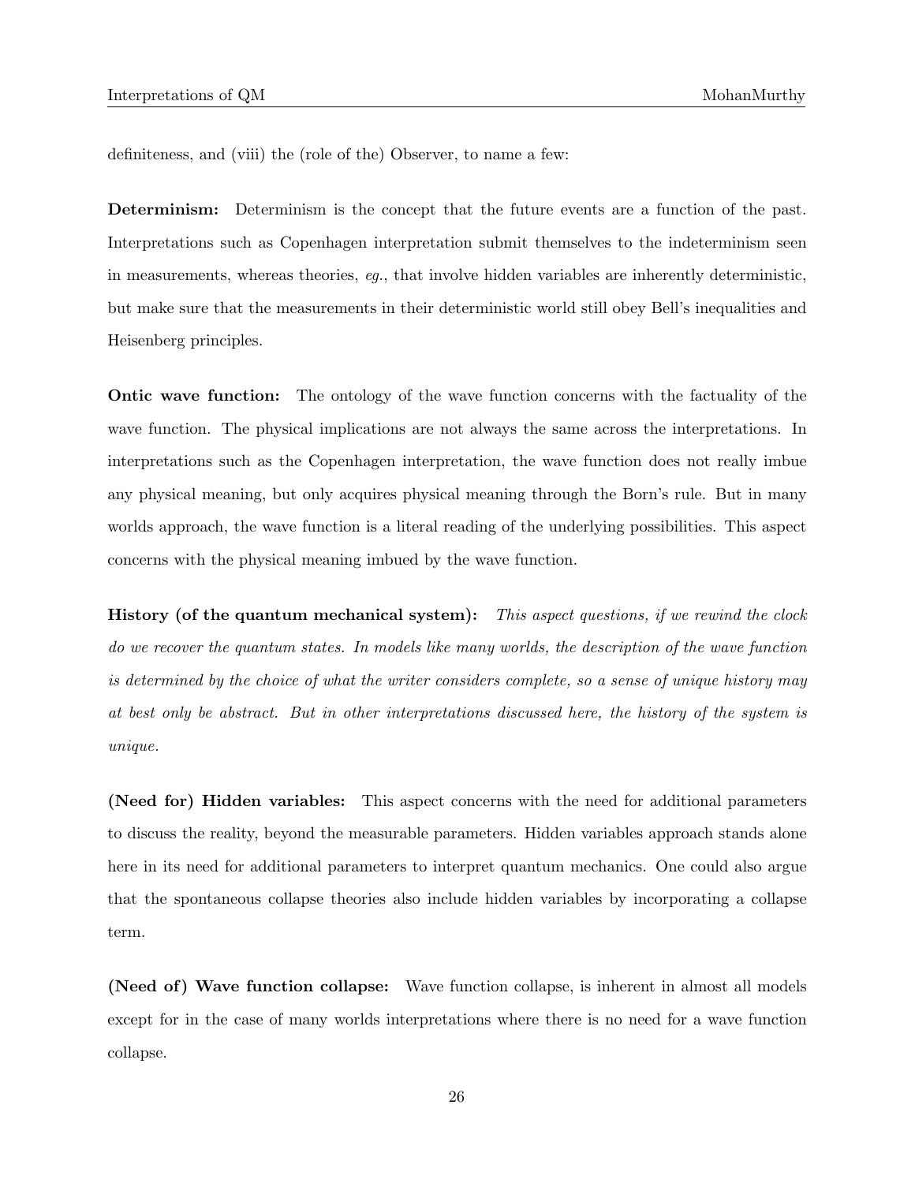definiteness, and (viii) the (role of the) Observer, to name a few:

**Determinism:** Determinism is the concept that the future events are a function of the past. Interpretations such as Copenhagen interpretation submit themselves to the indeterminism seen in measurements, whereas theories, *eg.*, that involve hidden variables are inherently deterministic, but make sure that the measurements in their deterministic world still obey Bell's inequalities and Heisenberg principles.

**Ontic wave function:** The ontology of the wave function concerns with the factuality of the wave function. The physical implications are not always the same across the interpretations. In interpretations such as the Copenhagen interpretation, the wave function does not really imbue any physical meaning, but only acquires physical meaning through the Born's rule. But in many worlds approach, the wave function is a literal reading of the underlying possibilities. This aspect concerns with the physical meaning imbued by the wave function.

**History (of the quantum mechanical system):** *This aspect questions, if we rewind the clock do we recover the quantum states. In models like many worlds, the description of the wave function is determined by the choice of what the writer considers complete, so a sense of unique history may at best only be abstract. But in other interpretations discussed here, the history of the system is unique.*

**(Need for) Hidden variables:** This aspect concerns with the need for additional parameters to discuss the reality, beyond the measurable parameters. Hidden variables approach stands alone here in its need for additional parameters to interpret quantum mechanics. One could also argue that the spontaneous collapse theories also include hidden variables by incorporating a collapse term.

**(Need of) Wave function collapse:** Wave function collapse, is inherent in almost all models except for in the case of many worlds interpretations where there is no need for a wave function collapse.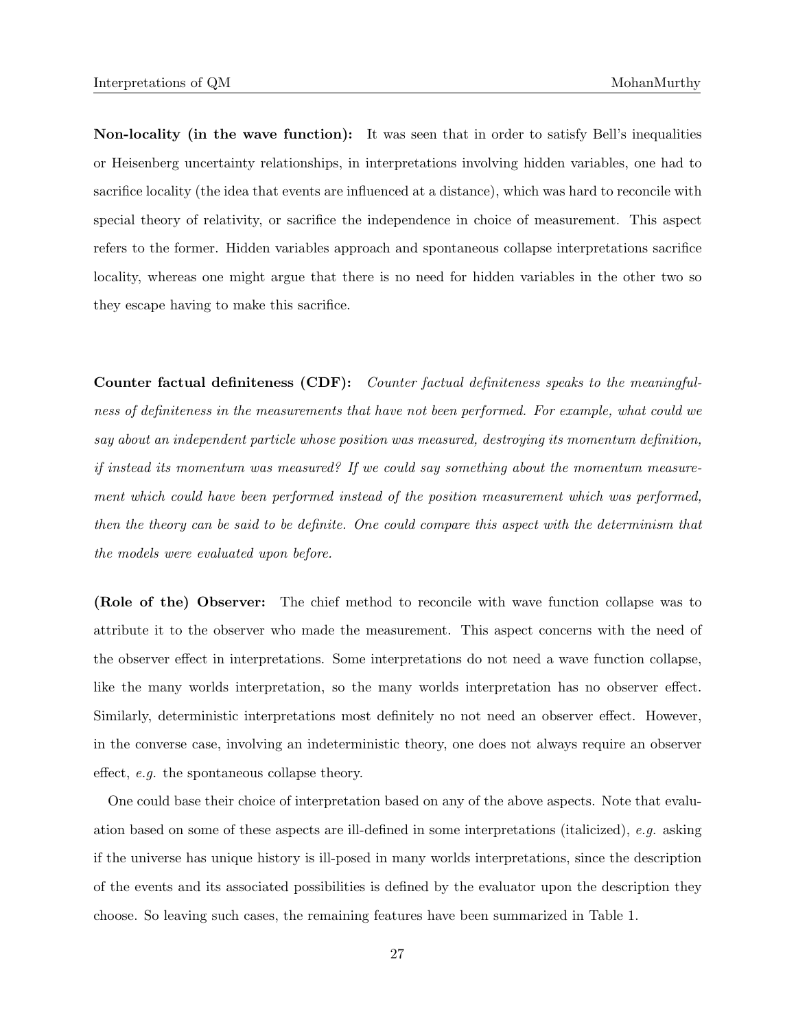**Non-locality (in the wave function):** It was seen that in order to satisfy Bell's inequalities or Heisenberg uncertainty relationships, in interpretations involving hidden variables, one had to sacrifice locality (the idea that events are influenced at a distance), which was hard to reconcile with special theory of relativity, or sacrifice the independence in choice of measurement. This aspect refers to the former. Hidden variables approach and spontaneous collapse interpretations sacrifice locality, whereas one might argue that there is no need for hidden variables in the other two so they escape having to make this sacrifice.

**Counter factual definiteness (CDF):** *Counter factual definiteness speaks to the meaningfulness of definiteness in the measurements that have not been performed. For example, what could we say about an independent particle whose position was measured, destroying its momentum definition, if instead its momentum was measured? If we could say something about the momentum measurement which could have been performed instead of the position measurement which was performed, then the theory can be said to be definite. One could compare this aspect with the determinism that the models were evaluated upon before.*

**(Role of the) Observer:** The chief method to reconcile with wave function collapse was to attribute it to the observer who made the measurement. This aspect concerns with the need of the observer effect in interpretations. Some interpretations do not need a wave function collapse, like the many worlds interpretation, so the many worlds interpretation has no observer effect. Similarly, deterministic interpretations most definitely no not need an observer effect. However, in the converse case, involving an indeterministic theory, one does not always require an observer effect, *e.g.* the spontaneous collapse theory.

One could base their choice of interpretation based on any of the above aspects. Note that evaluation based on some of these aspects are ill-defined in some interpretations (italicized), *e.g.* asking if the universe has unique history is ill-posed in many worlds interpretations, since the description of the events and its associated possibilities is defined by the evaluator upon the description they choose. So leaving such cases, the remaining features have been summarized in Table 1.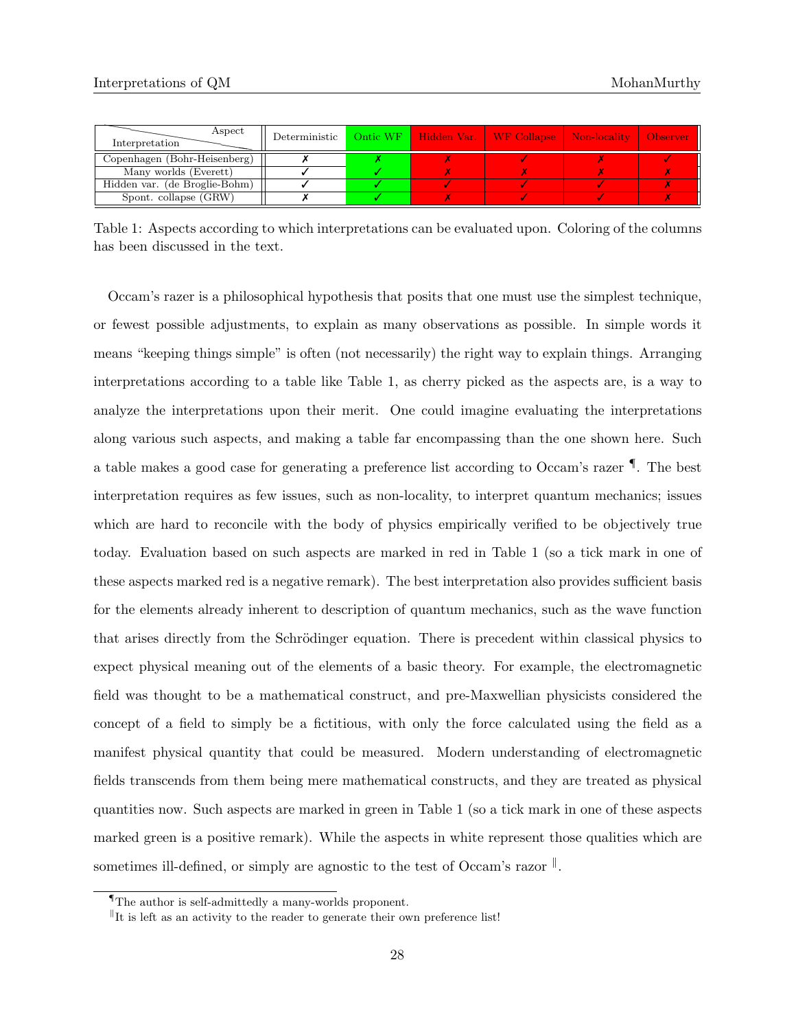| Interpretation \ Aspect | Deterministic | Ontic WF | Hidden Var. | WF Collapse | Non-locality | Observer |
|---|---|---|---|---|---|---|
| Copenhagen (Bohr-Heisenberg) | ✗ | ✗ | ✗ | ✓ | ✗ | ✓ |
| Many worlds (Everett) | ✓ | ✓ | ✗ | ✗ | ✗ | ✗ |
| Hidden var. (de Broglie-Bohm) | ✓ | ✓ | ✓ | ✓ | ✓ | ✗ |
| Spont. collapse (GRW) | ✗ | ✓ | ✗ | ✓ | ✓ | ✗ |

Table 1: Aspects according to which interpretations can be evaluated upon. Coloring of the columns has been discussed in the text.

Occam's razer is a philosophical hypothesis that posits that one must use the simplest technique, or fewest possible adjustments, to explain as many observations as possible. In simple words it means "keeping things simple" is often (not necessarily) the right way to explain things. Arranging interpretations according to a table like Table 1, as cherry picked as the aspects are, is a way to analyze the interpretations upon their merit. One could imagine evaluating the interpretations along various such aspects, and making a table far encompassing than the one shown here. Such a table makes a good case for generating a preference list according to Occam's razor ¶. The best interpretation requires as few issues, such as non-locality, to interpret quantum mechanics; issues which are hard to reconcile with the body of physics empirically verified to be objectively true today. Evaluation based on such aspects are marked in red in Table 1 (so a tick mark in one of these aspects marked red is a negative remark). The best interpretation also provides sufficient basis for the elements already inherent to description of quantum mechanics, such as the wave function that arises directly from the Schrödinger equation. There is precedent within classical physics to expect physical meaning out of the elements of a basic theory. For example, the electromagnetic field was thought to be a mathematical construct, and pre-Maxwellian physicists considered the concept of a field to simply be a fictitious, with only the force calculated using the field as a manifest physical quantity that could be measured. Modern understanding of electromagnetic fields transcends from them being mere mathematical constructs, and they are treated as physical quantities now. Such aspects are marked in green in Table 1 (so a tick mark in one of these aspects marked green is a positive remark). While the aspects in white represent those qualities which are sometimes ill-defined, or simply are agnostic to the test of Occam's razor ‖.

¶The author is self-admittedly a many-worlds proponent.

‖It is left as an activity to the reader to generate their own preference list!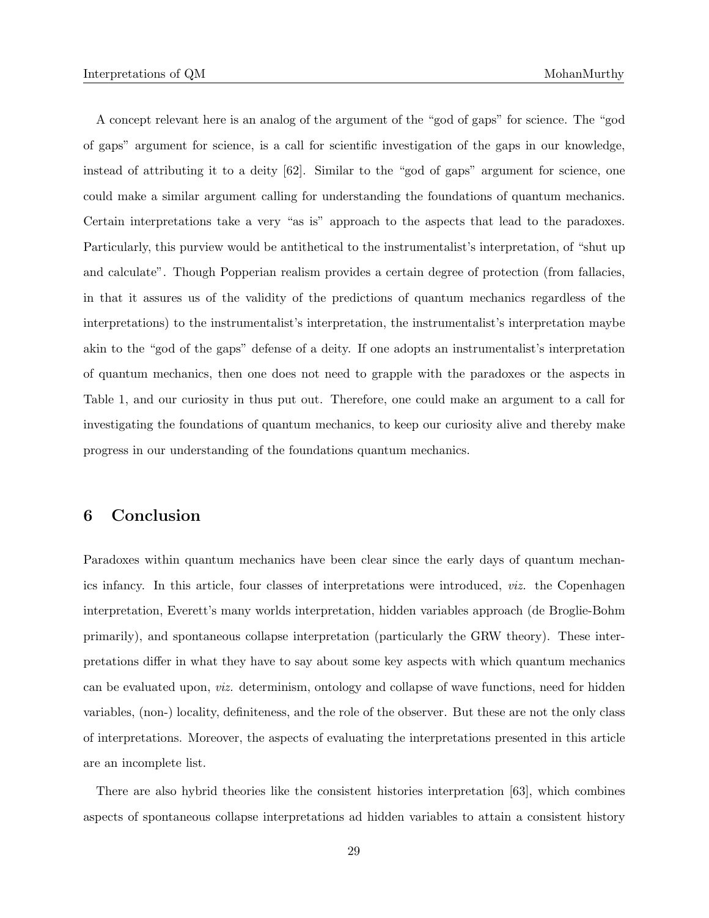A concept relevant here is an analog of the argument of the "god of gaps" for science. The "god of gaps" argument for science, is a call for scientific investigation of the gaps in our knowledge, instead of attributing it to a deity [62]. Similar to the "god of gaps" argument for science, one could make a similar argument calling for understanding the foundations of quantum mechanics. Certain interpretations take a very "as is" approach to the aspects that lead to the paradoxes. Particularly, this purview would be antithetical to the instrumentalist's interpretation, of "shut up and calculate". Though Popperian realism provides a certain degree of protection (from fallacies, in that it assures us of the validity of the predictions of quantum mechanics regardless of the interpretations) to the instrumentalist's interpretation, the instrumentalist's interpretation maybe akin to the "god of the gaps" defense of a deity. If one adopts an instrumentalist's interpretation of quantum mechanics, then one does not need to grapple with the paradoxes or the aspects in Table 1, and our curiosity in thus put out. Therefore, one could make an argument to a call for investigating the foundations of quantum mechanics, to keep our curiosity alive and thereby make progress in our understanding of the foundations quantum mechanics.

# 6 Conclusion

Paradoxes within quantum mechanics have been clear since the early days of quantum mechanics infancy. In this article, four classes of interpretations were introduced, *viz.* the Copenhagen interpretation, Everett's many worlds interpretation, hidden variables approach (de Broglie-Bohm primarily), and spontaneous collapse interpretation (particularly the GRW theory). These interpretations differ in what they have to say about some key aspects with which quantum mechanics can be evaluated upon, *viz.* determinism, ontology and collapse of wave functions, need for hidden variables, (non-) locality, definiteness, and the role of the observer. But these are not the only class of interpretations. Moreover, the aspects of evaluating the interpretations presented in this article are an incomplete list.

There are also hybrid theories like the consistent histories interpretation [63], which combines aspects of spontaneous collapse interpretations ad hidden variables to attain a consistent history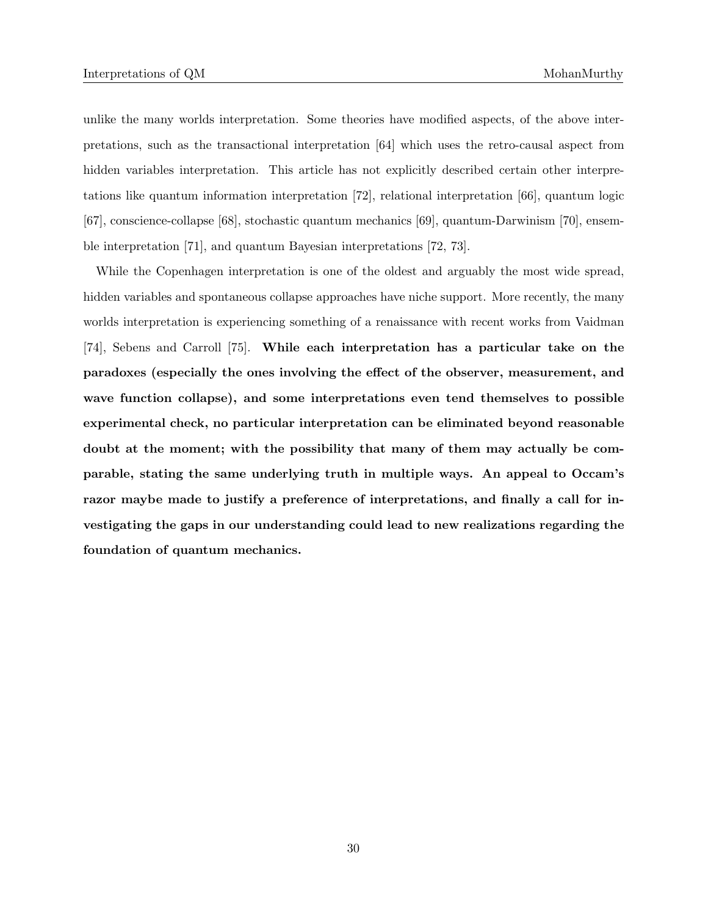unlike the many worlds interpretation. Some theories have modified aspects, of the above interpretations, such as the transactional interpretation [64] which uses the retro-causal aspect from hidden variables interpretation. This article has not explicitly described certain other interpretations like quantum information interpretation [72], relational interpretation [66], quantum logic [67], conscience-collapse [68], stochastic quantum mechanics [69], quantum-Darwinism [70], ensemble interpretation [71], and quantum Bayesian interpretations [72, 73].

While the Copenhagen interpretation is one of the oldest and arguably the most wide spread, hidden variables and spontaneous collapse approaches have niche support. More recently, the many worlds interpretation is experiencing something of a renaissance with recent works from Vaidman [74], Sebens and Carroll [75]. **While each interpretation has a particular take on the paradoxes (especially the ones involving the effect of the observer, measurement, and wave function collapse), and some interpretations even tend themselves to possible experimental check, no particular interpretation can be eliminated beyond reasonable doubt at the moment; with the possibility that many of them may actually be comparable, stating the same underlying truth in multiple ways. An appeal to Occam's razor maybe made to justify a preference of interpretations, and finally a call for investigating the gaps in our understanding could lead to new realizations regarding the foundation of quantum mechanics.**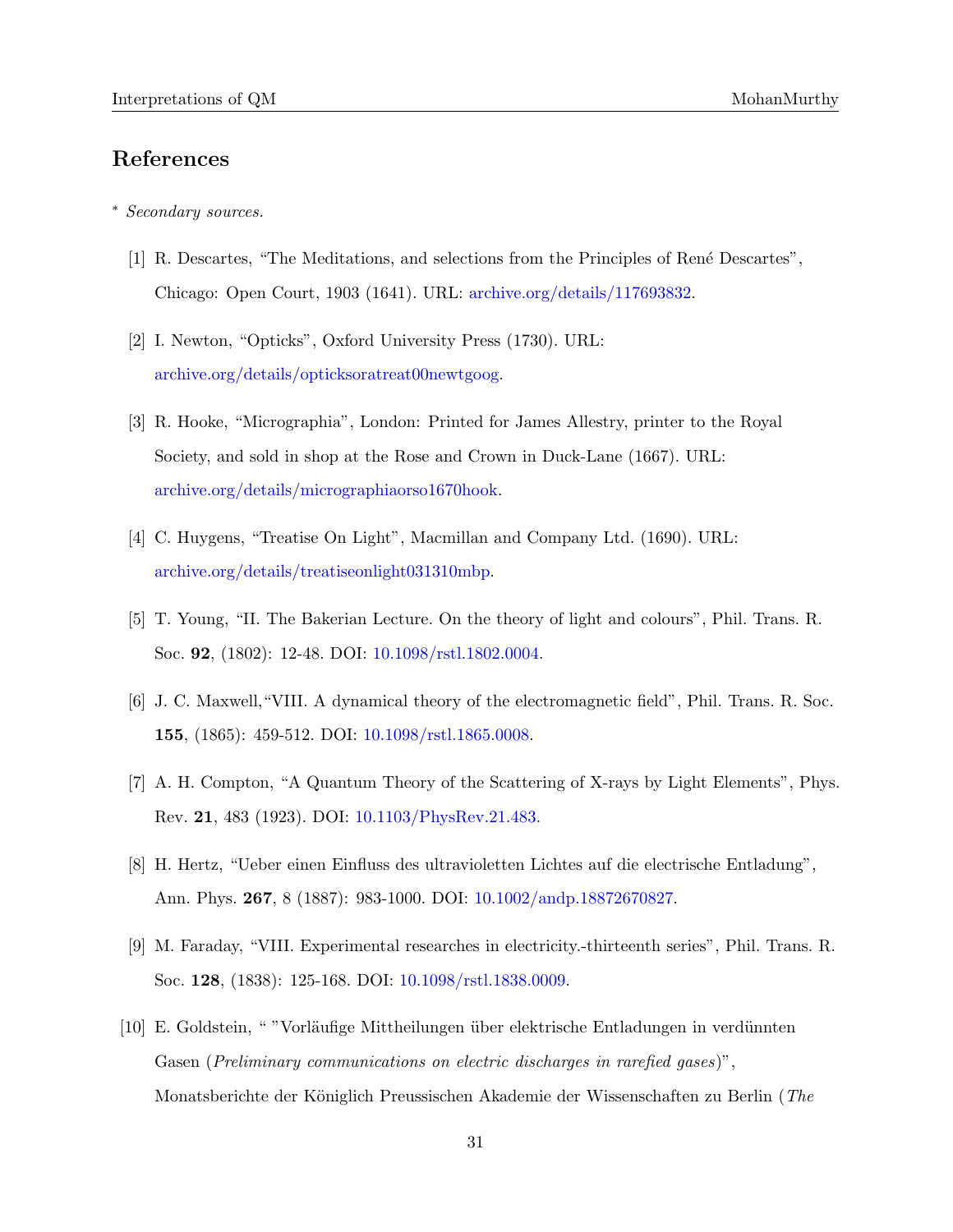## References

* *Secondary sources.*

[1] R. Descartes, "The Meditations, and selections from the Principles of René Descartes", Chicago: Open Court, 1903 (1641). URL: archive.org/details/117693832.

[2] I. Newton, "Opticks", Oxford University Press (1730). URL: archive.org/details/opticksoratreat00newtgoog.

[3] R. Hooke, "Micrographia", London: Printed for James Allestry, printer to the Royal Society, and sold in shop at the Rose and Crown in Duck-Lane (1667). URL: archive.org/details/micrographiaorso1670hook.

[4] C. Huygens, "Treatise On Light", Macmillan and Company Ltd. (1690). URL: archive.org/details/treatiseonlight031310mbp.

[5] T. Young, "II. The Bakerian Lecture. On the theory of light and colours", Phil. Trans. R. Soc. **92**, (1802): 12-48. DOI: 10.1098/rstl.1802.0004.

[6] J. C. Maxwell,"VIII. A dynamical theory of the electromagnetic field", Phil. Trans. R. Soc. **155**, (1865): 459-512. DOI: 10.1098/rstl.1865.0008.

[7] A. H. Compton, "A Quantum Theory of the Scattering of X-rays by Light Elements", Phys. Rev. **21**, 483 (1923). DOI: 10.1103/PhysRev.21.483.

[8] H. Hertz, "Ueber einen Einfluss des ultravioletten Lichtes auf die electrische Entladung", Ann. Phys. **267**, 8 (1887): 983-1000. DOI: 10.1002/andp.18872670827.

[9] M. Faraday, "VIII. Experimental researches in electricity.-thirteenth series", Phil. Trans. R. Soc. **128**, (1838): 125-168. DOI: 10.1098/rstl.1838.0009.

[10] E. Goldstein, " "Vorläufige Mittheilungen über elektrische Entladungen in verdünnten Gasen (*Preliminary communications on electric discharges in rarefied gases*)", Monatsberichte der Königlich Preussischen Akademie der Wissenschaften zu Berlin (*The*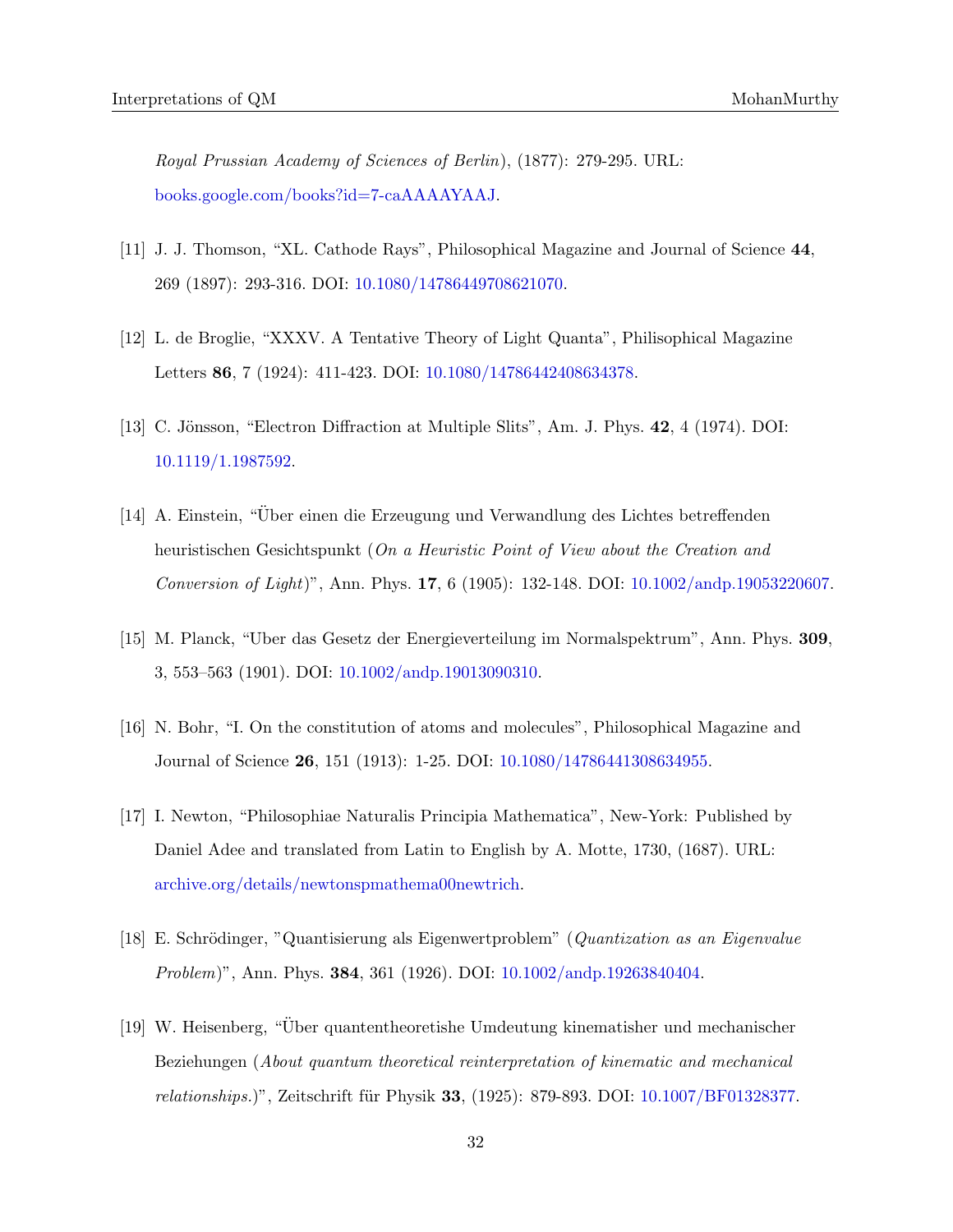*Royal Prussian Academy of Sciences of Berlin*), (1877): 279-295. URL: books.google.com/books?id=7-caAAAAYAAJ.

[11] J. J. Thomson, "XL. Cathode Rays", Philosophical Magazine and Journal of Science **44**, 269 (1897): 293-316. DOI: 10.1080/14786449708621070.

[12] L. de Broglie, "XXXV. A Tentative Theory of Light Quanta", Philisophical Magazine Letters **86**, 7 (1924): 411-423. DOI: 10.1080/14786442408634378.

[13] C. Jönsson, "Electron Diffraction at Multiple Slits", Am. J. Phys. **42**, 4 (1974). DOI: 10.1119/1.1987592.

[14] A. Einstein, "Über einen die Erzeugung und Verwandlung des Lichtes betreffenden heuristischen Gesichtspunkt (*On a Heuristic Point of View about the Creation and Conversion of Light*)", Ann. Phys. **17**, 6 (1905): 132-148. DOI: 10.1002/andp.19053220607.

[15] M. Planck, "Uber das Gesetz der Energieverteilung im Normalspektrum", Ann. Phys. **309**, 3, 553–563 (1901). DOI: 10.1002/andp.19013090310.

[16] N. Bohr, "I. On the constitution of atoms and molecules", Philosophical Magazine and Journal of Science **26**, 151 (1913): 1-25. DOI: 10.1080/14786441308634955.

[17] I. Newton, "Philosophiae Naturalis Principia Mathematica", New-York: Published by Daniel Adee and translated from Latin to English by A. Motte, 1730, (1687). URL: archive.org/details/newtonspmathema00newtrich.

[18] E. Schrödinger, "Quantisierung als Eigenwertproblem" (*Quantization as an Eigenvalue Problem*)", Ann. Phys. **384**, 361 (1926). DOI: 10.1002/andp.19263840404.

[19] W. Heisenberg, "Über quantentheoretishe Umdeutung kinematisher und mechanischer Beziehungen (*About quantum theoretical reinterpretation of kinematic and mechanical relationships.*)", Zeitschrift für Physik **33**, (1925): 879-893. DOI: 10.1007/BF01328377.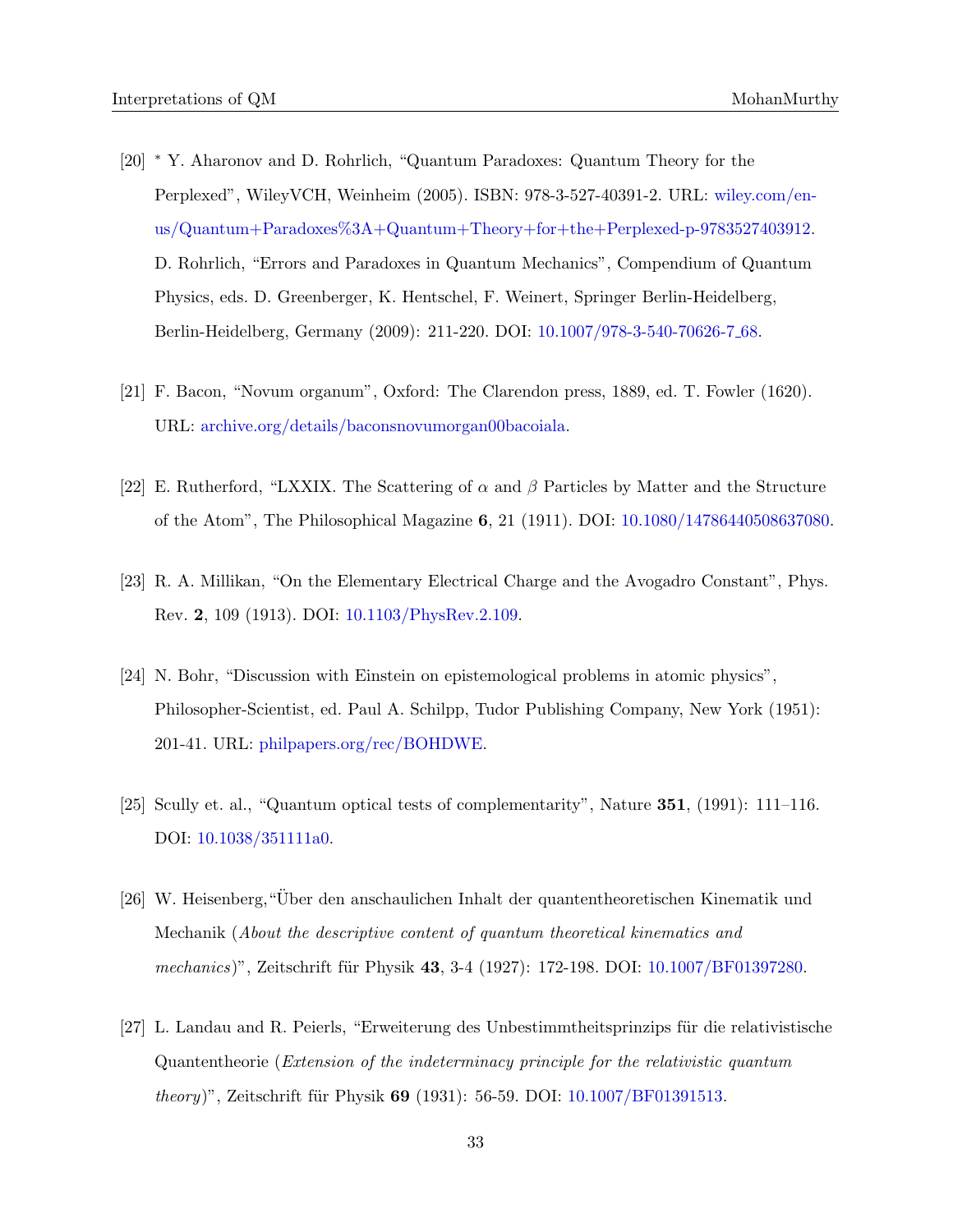[20] * Y. Aharonov and D. Rohrlich, "Quantum Paradoxes: Quantum Theory for the Perplexed", WileyVCH, Weinheim (2005). ISBN: 978-3-527-40391-2. URL: wiley.com/en-us/Quantum+Paradoxes%3A+Quantum+Theory+for+the+Perplexed-p-9783527403912. D. Rohrlich, "Errors and Paradoxes in Quantum Mechanics", Compendium of Quantum Physics, eds. D. Greenberger, K. Hentschel, F. Weinert, Springer Berlin-Heidelberg, Berlin-Heidelberg, Germany (2009): 211-220. DOI: 10.1007/978-3-540-70626-7_68.

[21] F. Bacon, "Novum organum", Oxford: The Clarendon press, 1889, ed. T. Fowler (1620). URL: archive.org/details/baconsnovumorgan00bacoiala.

[22] E. Rutherford, "LXXIX. The Scattering of $\alpha$ and $\beta$ Particles by Matter and the Structure of the Atom", The Philosophical Magazine **6**, 21 (1911). DOI: 10.1080/14786440508637080.

[23] R. A. Millikan, "On the Elementary Electrical Charge and the Avogadro Constant", Phys. Rev. **2**, 109 (1913). DOI: 10.1103/PhysRev.2.109.

[24] N. Bohr, "Discussion with Einstein on epistemological problems in atomic physics", Philosopher-Scientist, ed. Paul A. Schilpp, Tudor Publishing Company, New York (1951): 201-41. URL: philpapers.org/rec/BOHDWE.

[25] Scully et. al., "Quantum optical tests of complementarity", Nature **351**, (1991): 111–116. DOI: 10.1038/351111a0.

[26] W. Heisenberg,"Über den anschaulichen Inhalt der quantentheoretischen Kinematik und Mechanik (*About the descriptive content of quantum theoretical kinematics and mechanics*)", Zeitschrift für Physik **43**, 3-4 (1927): 172-198. DOI: 10.1007/BF01397280.

[27] L. Landau and R. Peierls, "Erweiterung des Unbestimmtheitsprinzips für die relativistische Quantentheorie (*Extension of the indeterminacy principle for the relativistic quantum theory*)", Zeitschrift für Physik **69** (1931): 56-59. DOI: 10.1007/BF01391513.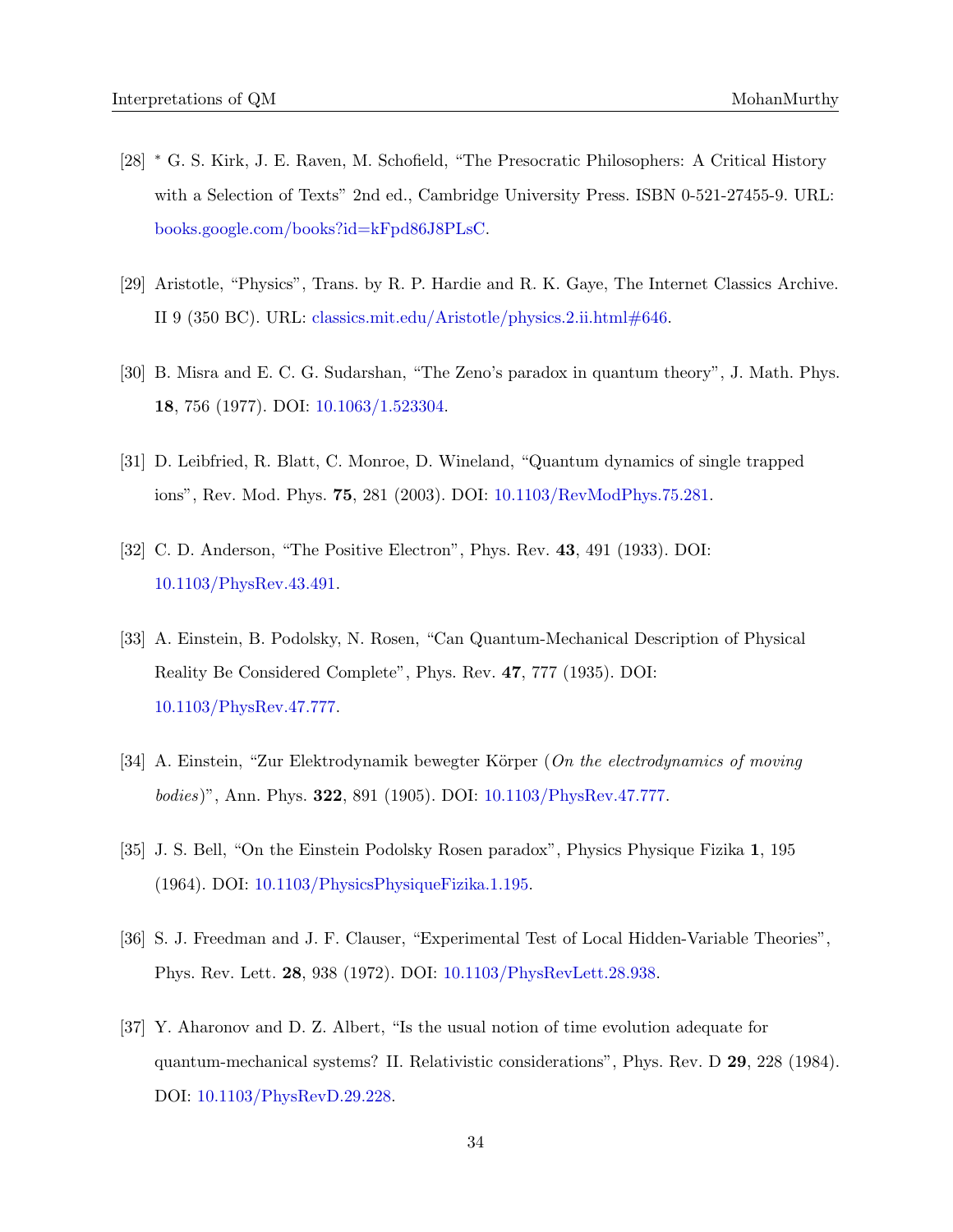[28] * G. S. Kirk, J. E. Raven, M. Schofield, “The Presocratic Philosophers: A Critical History with a Selection of Texts” 2nd ed., Cambridge University Press. ISBN 0-521-27455-9. URL: books.google.com/books?id=kFpd86J8PLsC.

[29] Aristotle, “Physics”, Trans. by R. P. Hardie and R. K. Gaye, The Internet Classics Archive. II 9 (350 BC). URL: classics.mit.edu/Aristotle/physics.2.ii.html#646.

[30] B. Misra and E. C. G. Sudarshan, “The Zeno’s paradox in quantum theory”, J. Math. Phys. **18**, 756 (1977). DOI: 10.1063/1.523304.

[31] D. Leibfried, R. Blatt, C. Monroe, D. Wineland, “Quantum dynamics of single trapped ions”, Rev. Mod. Phys. **75**, 281 (2003). DOI: 10.1103/RevModPhys.75.281.

[32] C. D. Anderson, “The Positive Electron”, Phys. Rev. **43**, 491 (1933). DOI: 10.1103/PhysRev.43.491.

[33] A. Einstein, B. Podolsky, N. Rosen, “Can Quantum-Mechanical Description of Physical Reality Be Considered Complete”, Phys. Rev. **47**, 777 (1935). DOI: 10.1103/PhysRev.47.777.

[34] A. Einstein, “Zur Elektrodynamik bewegter Körper (*On the electrodynamics of moving bodies*)”, Ann. Phys. **322**, 891 (1905). DOI: 10.1103/PhysRev.47.777.

[35] J. S. Bell, “On the Einstein Podolsky Rosen paradox”, Physics Physique Fizika **1**, 195 (1964). DOI: 10.1103/PhysicsPhysiqueFizika.1.195.

[36] S. J. Freedman and J. F. Clauser, “Experimental Test of Local Hidden-Variable Theories”, Phys. Rev. Lett. **28**, 938 (1972). DOI: 10.1103/PhysRevLett.28.938.

[37] Y. Aharonov and D. Z. Albert, “Is the usual notion of time evolution adequate for quantum-mechanical systems? II. Relativistic considerations”, Phys. Rev. D **29**, 228 (1984). DOI: 10.1103/PhysRevD.29.228.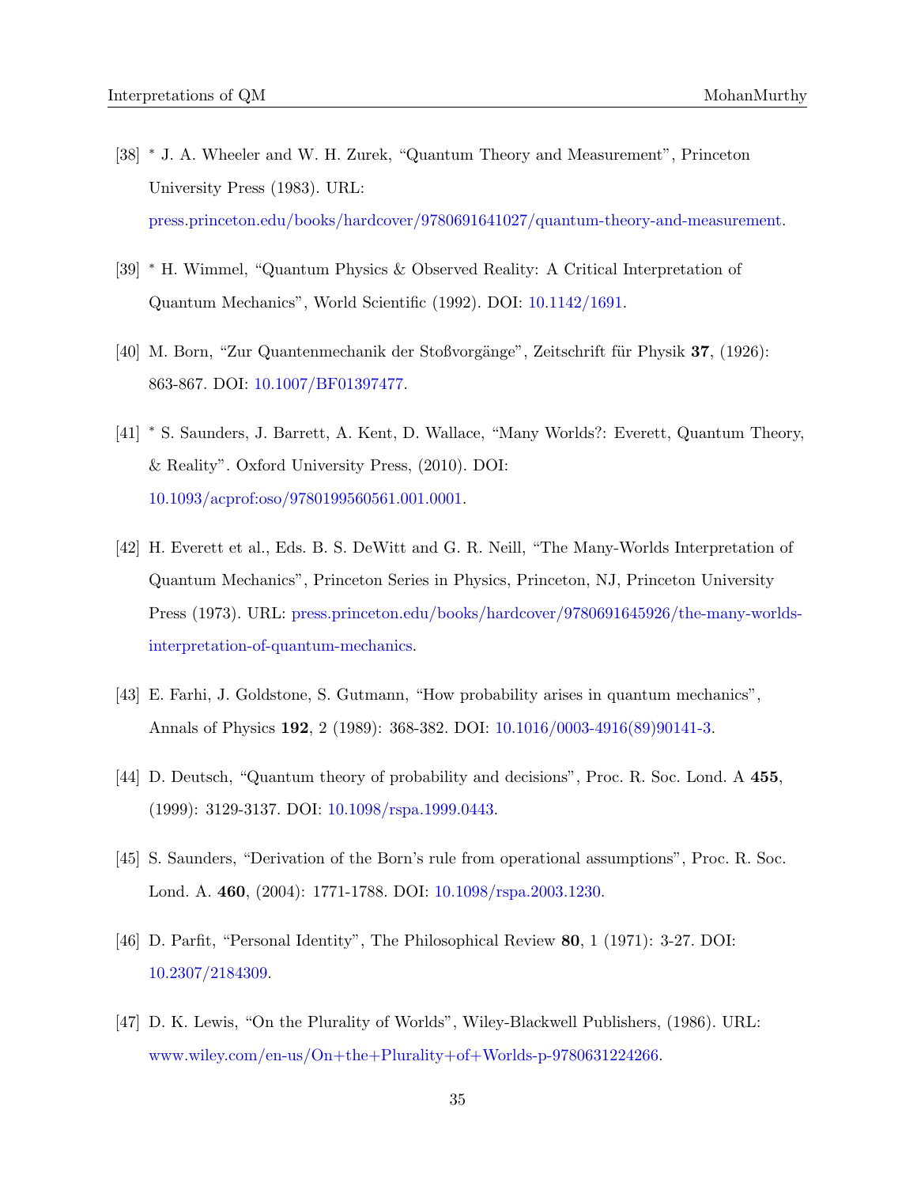[38] * J. A. Wheeler and W. H. Zurek, "Quantum Theory and Measurement", Princeton University Press (1983). URL: press.princeton.edu/books/hardcover/9780691641027/quantum-theory-and-measurement.

[39] * H. Wimmel, "Quantum Physics & Observed Reality: A Critical Interpretation of Quantum Mechanics", World Scientific (1992). DOI: 10.1142/1691.

[40] M. Born, "Zur Quantenmechanik der Stoßvorgänge", Zeitschrift für Physik **37**, (1926): 863-867. DOI: 10.1007/BF01397477.

[41] * S. Saunders, J. Barrett, A. Kent, D. Wallace, "Many Worlds?: Everett, Quantum Theory, & Reality". Oxford University Press, (2010). DOI: 10.1093/acprof:oso/9780199560561.001.0001.

[42] H. Everett et al., Eds. B. S. DeWitt and G. R. Neill, "The Many-Worlds Interpretation of Quantum Mechanics", Princeton Series in Physics, Princeton, NJ, Princeton University Press (1973). URL: press.princeton.edu/books/hardcover/9780691645926/the-many-worlds-interpretation-of-quantum-mechanics.

[43] E. Farhi, J. Goldstone, S. Gutmann, "How probability arises in quantum mechanics", Annals of Physics **192**, 2 (1989): 368-382. DOI: 10.1016/0003-4916(89)90141-3.

[44] D. Deutsch, "Quantum theory of probability and decisions", Proc. R. Soc. Lond. A **455**, (1999): 3129-3137. DOI: 10.1098/rspa.1999.0443.

[45] S. Saunders, "Derivation of the Born's rule from operational assumptions", Proc. R. Soc. Lond. A. **460**, (2004): 1771-1788. DOI: 10.1098/rspa.2003.1230.

[46] D. Parfit, "Personal Identity", The Philosophical Review **80**, 1 (1971): 3-27. DOI: 10.2307/2184309.

[47] D. K. Lewis, "On the Plurality of Worlds", Wiley-Blackwell Publishers, (1986). URL: www.wiley.com/en-us/On+the+Plurality+of+Worlds-p-9780631224266.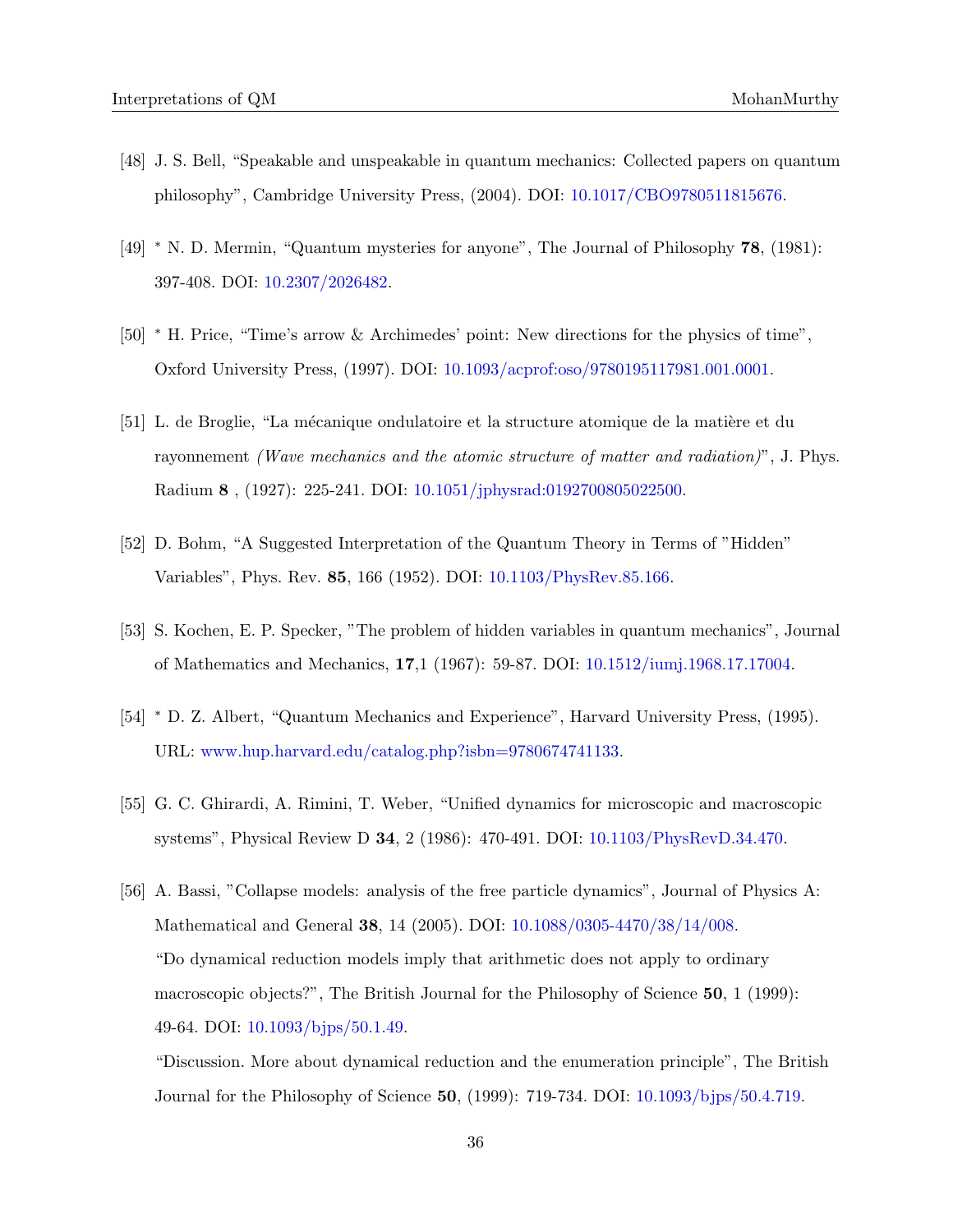[48] J. S. Bell, “Speakable and unspeakable in quantum mechanics: Collected papers on quantum philosophy”, Cambridge University Press, (2004). DOI: 10.1017/CBO9780511815676.

[49] * N. D. Mermin, “Quantum mysteries for anyone”, The Journal of Philosophy **78**, (1981): 397-408. DOI: 10.2307/2026482.

[50] * H. Price, “Time’s arrow & Archimedes’ point: New directions for the physics of time”, Oxford University Press, (1997). DOI: 10.1093/acprof:oso/9780195117981.001.0001.

[51] L. de Broglie, “La mécanique ondulatoire et la structure atomique de la matière et du rayonnement *(Wave mechanics and the atomic structure of matter and radiation)*”, J. Phys. Radium **8** , (1927): 225-241. DOI: 10.1051/jphysrad:0192700805022500.

[52] D. Bohm, “A Suggested Interpretation of the Quantum Theory in Terms of "Hidden" Variables”, Phys. Rev. **85**, 166 (1952). DOI: 10.1103/PhysRev.85.166.

[53] S. Kochen, E. P. Specker, "The problem of hidden variables in quantum mechanics", Journal of Mathematics and Mechanics, **17**,1 (1967): 59-87. DOI: 10.1512/iumj.1968.17.17004.

[54] * D. Z. Albert, “Quantum Mechanics and Experience”, Harvard University Press, (1995). URL: www.hup.harvard.edu/catalog.php?isbn=9780674741133.

[55] G. C. Ghirardi, A. Rimini, T. Weber, “Unified dynamics for microscopic and macroscopic systems”, Physical Review D **34**, 2 (1986): 470-491. DOI: 10.1103/PhysRevD.34.470.

[56] A. Bassi, "Collapse models: analysis of the free particle dynamics", Journal of Physics A: Mathematical and General **38**, 14 (2005). DOI: 10.1088/0305-4470/38/14/008.
“Do dynamical reduction models imply that arithmetic does not apply to ordinary macroscopic objects?”, The British Journal for the Philosophy of Science **50**, 1 (1999): 49-64. DOI: 10.1093/bjps/50.1.49.
“Discussion. More about dynamical reduction and the enumeration principle”, The British Journal for the Philosophy of Science **50**, (1999): 719-734. DOI: 10.1093/bjps/50.4.719.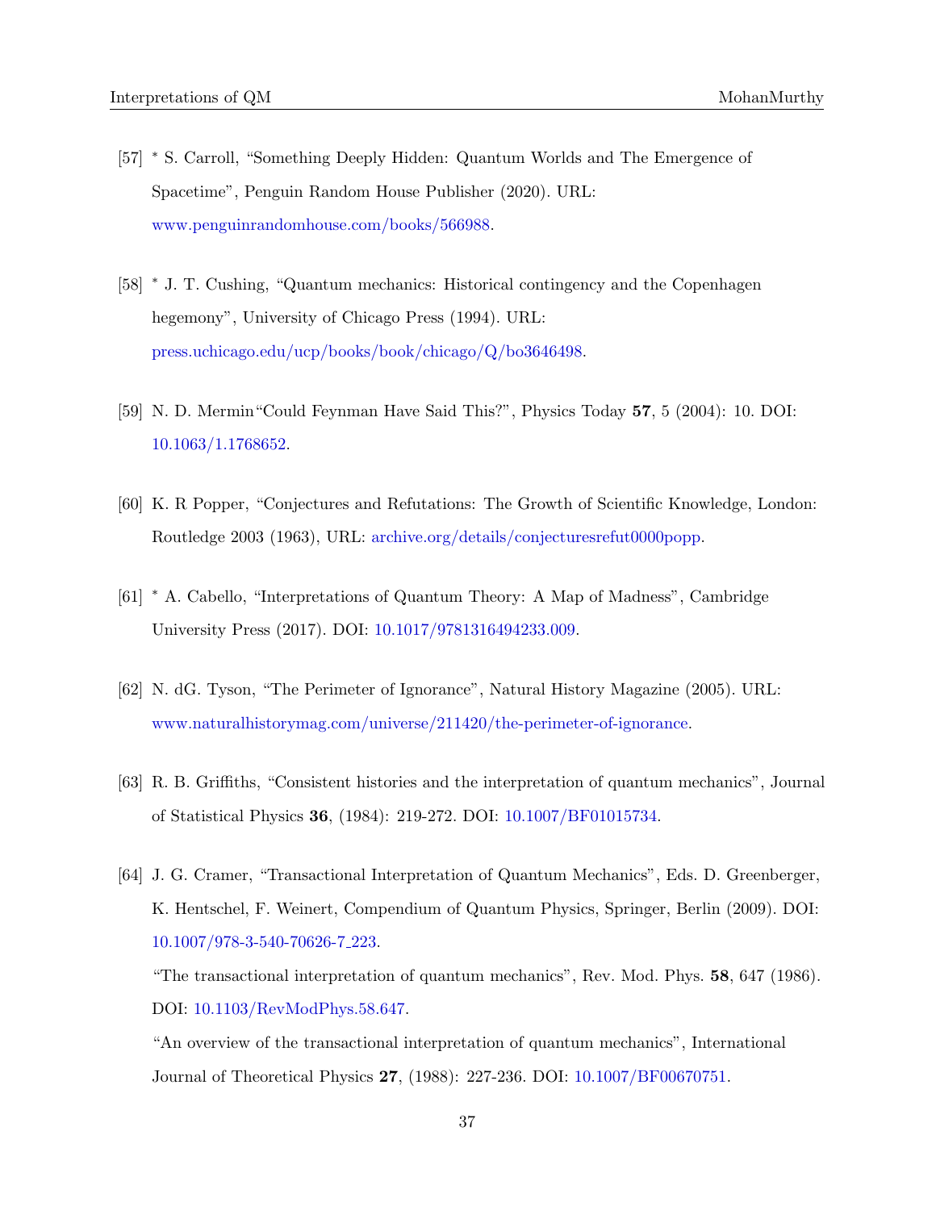[57] * S. Carroll, "Something Deeply Hidden: Quantum Worlds and The Emergence of Spacetime", Penguin Random House Publisher (2020). URL: www.penguinrandomhouse.com/books/566988.

[58] * J. T. Cushing, "Quantum mechanics: Historical contingency and the Copenhagen hegemony", University of Chicago Press (1994). URL: press.uchicago.edu/ucp/books/book/chicago/Q/bo3646498.

[59] N. D. Mermin"Could Feynman Have Said This?", Physics Today **57**, 5 (2004): 10. DOI: 10.1063/1.1768652.

[60] K. R Popper, "Conjectures and Refutations: The Growth of Scientific Knowledge, London: Routledge 2003 (1963), URL: archive.org/details/conjecturesrefut0000popp.

[61] * A. Cabello, "Interpretations of Quantum Theory: A Map of Madness", Cambridge University Press (2017). DOI: 10.1017/9781316494233.009.

[62] N. dG. Tyson, "The Perimeter of Ignorance", Natural History Magazine (2005). URL: www.naturalhistorymag.com/universe/211420/the-perimeter-of-ignorance.

[63] R. B. Griffiths, "Consistent histories and the interpretation of quantum mechanics", Journal of Statistical Physics **36**, (1984): 219-272. DOI: 10.1007/BF01015734.

[64] J. G. Cramer, "Transactional Interpretation of Quantum Mechanics", Eds. D. Greenberger, K. Hentschel, F. Weinert, Compendium of Quantum Physics, Springer, Berlin (2009). DOI: 10.1007/978-3-540-70626-7_223.

"The transactional interpretation of quantum mechanics", Rev. Mod. Phys. **58**, 647 (1986). DOI: 10.1103/RevModPhys.58.647.

"An overview of the transactional interpretation of quantum mechanics", International Journal of Theoretical Physics **27**, (1988): 227-236. DOI: 10.1007/BF00670751.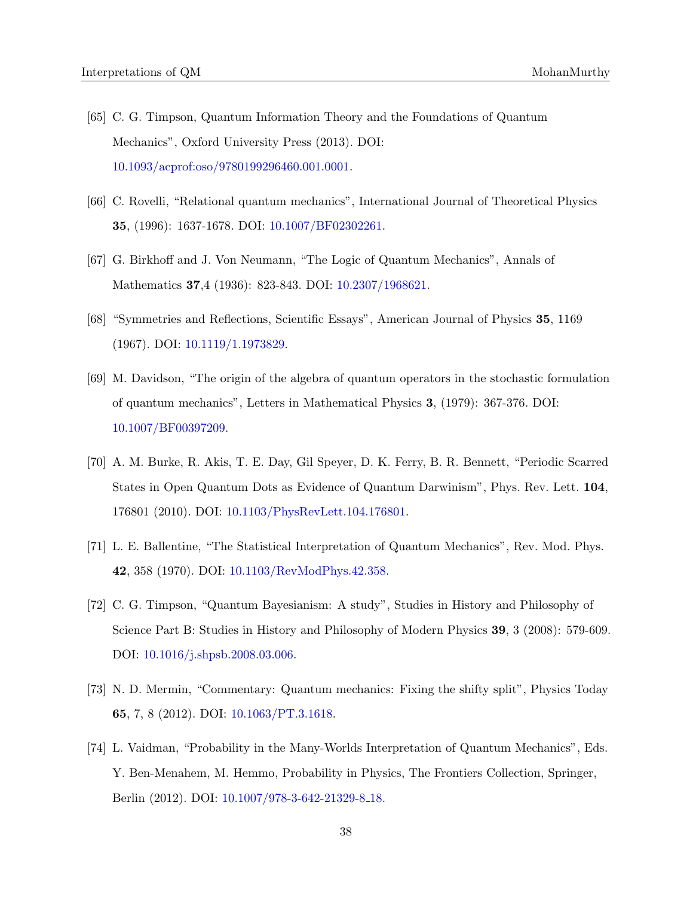[65] C. G. Timpson, Quantum Information Theory and the Foundations of Quantum Mechanics", Oxford University Press (2013). DOI: 10.1093/acprof:oso/9780199296460.001.0001.

[66] C. Rovelli, "Relational quantum mechanics", International Journal of Theoretical Physics **35**, (1996): 1637-1678. DOI: 10.1007/BF02302261.

[67] G. Birkhoff and J. Von Neumann, "The Logic of Quantum Mechanics", Annals of Mathematics **37**,4 (1936): 823-843. DOI: 10.2307/1968621.

[68] "Symmetries and Reflections, Scientific Essays", American Journal of Physics **35**, 1169 (1967). DOI: 10.1119/1.1973829.

[69] M. Davidson, "The origin of the algebra of quantum operators in the stochastic formulation of quantum mechanics", Letters in Mathematical Physics **3**, (1979): 367-376. DOI: 10.1007/BF00397209.

[70] A. M. Burke, R. Akis, T. E. Day, Gil Speyer, D. K. Ferry, B. R. Bennett, "Periodic Scarred States in Open Quantum Dots as Evidence of Quantum Darwinism", Phys. Rev. Lett. **104**, 176801 (2010). DOI: 10.1103/PhysRevLett.104.176801.

[71] L. E. Ballentine, "The Statistical Interpretation of Quantum Mechanics", Rev. Mod. Phys. **42**, 358 (1970). DOI: 10.1103/RevModPhys.42.358.

[72] C. G. Timpson, "Quantum Bayesianism: A study", Studies in History and Philosophy of Science Part B: Studies in History and Philosophy of Modern Physics **39**, 3 (2008): 579-609. DOI: 10.1016/j.shpsb.2008.03.006.

[73] N. D. Mermin, "Commentary: Quantum mechanics: Fixing the shifty split", Physics Today **65**, 7, 8 (2012). DOI: 10.1063/PT.3.1618.

[74] L. Vaidman, "Probability in the Many-Worlds Interpretation of Quantum Mechanics", Eds. Y. Ben-Menahem, M. Hemmo, Probability in Physics, The Frontiers Collection, Springer, Berlin (2012). DOI: 10.1007/978-3-642-21329-8_18.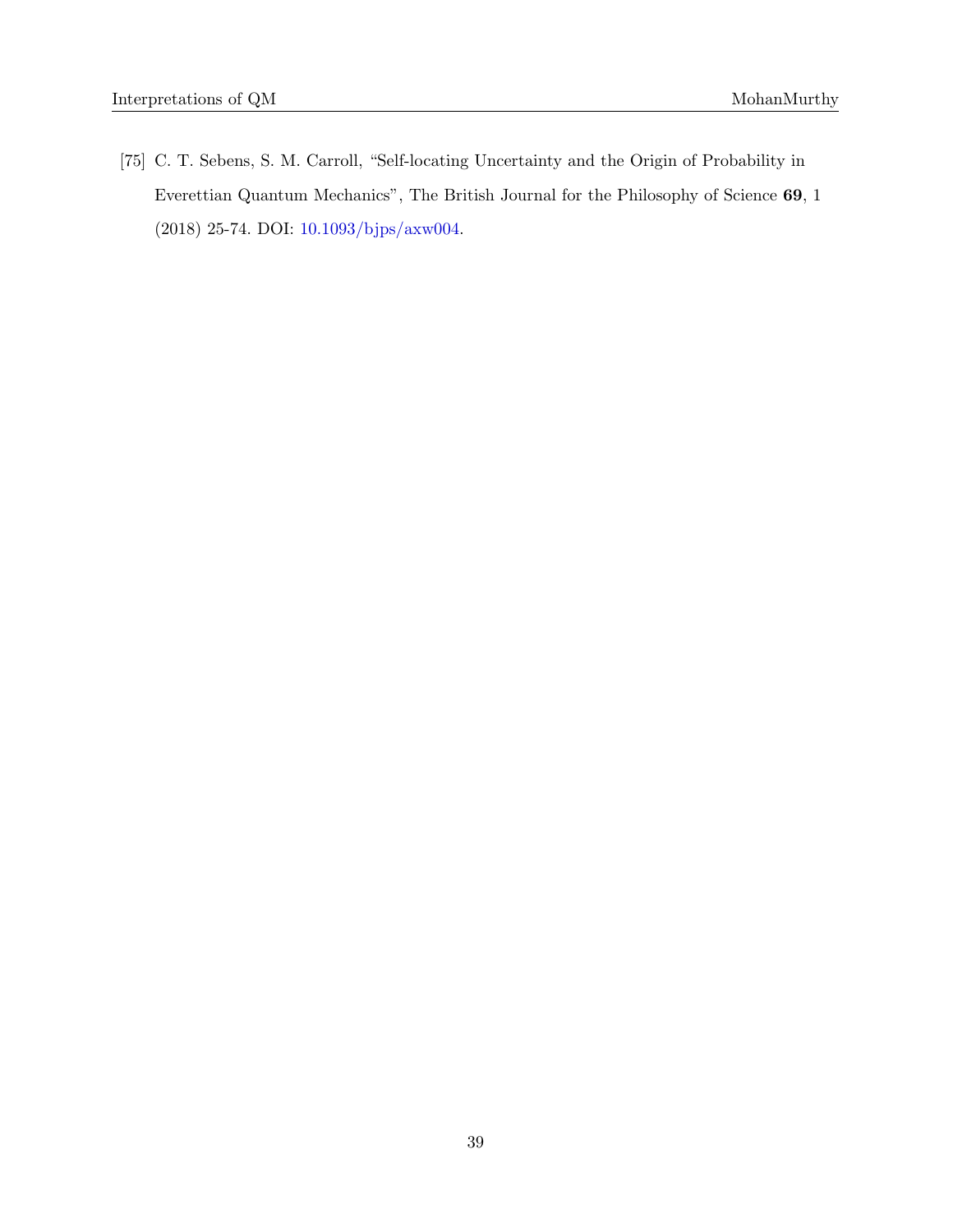[75] C. T. Sebens, S. M. Carroll, "Self-locating Uncertainty and the Origin of Probability in Everettian Quantum Mechanics", The British Journal for the Philosophy of Science **69**, 1 (2018) 25-74. DOI: 10.1093/bjps/axw004.